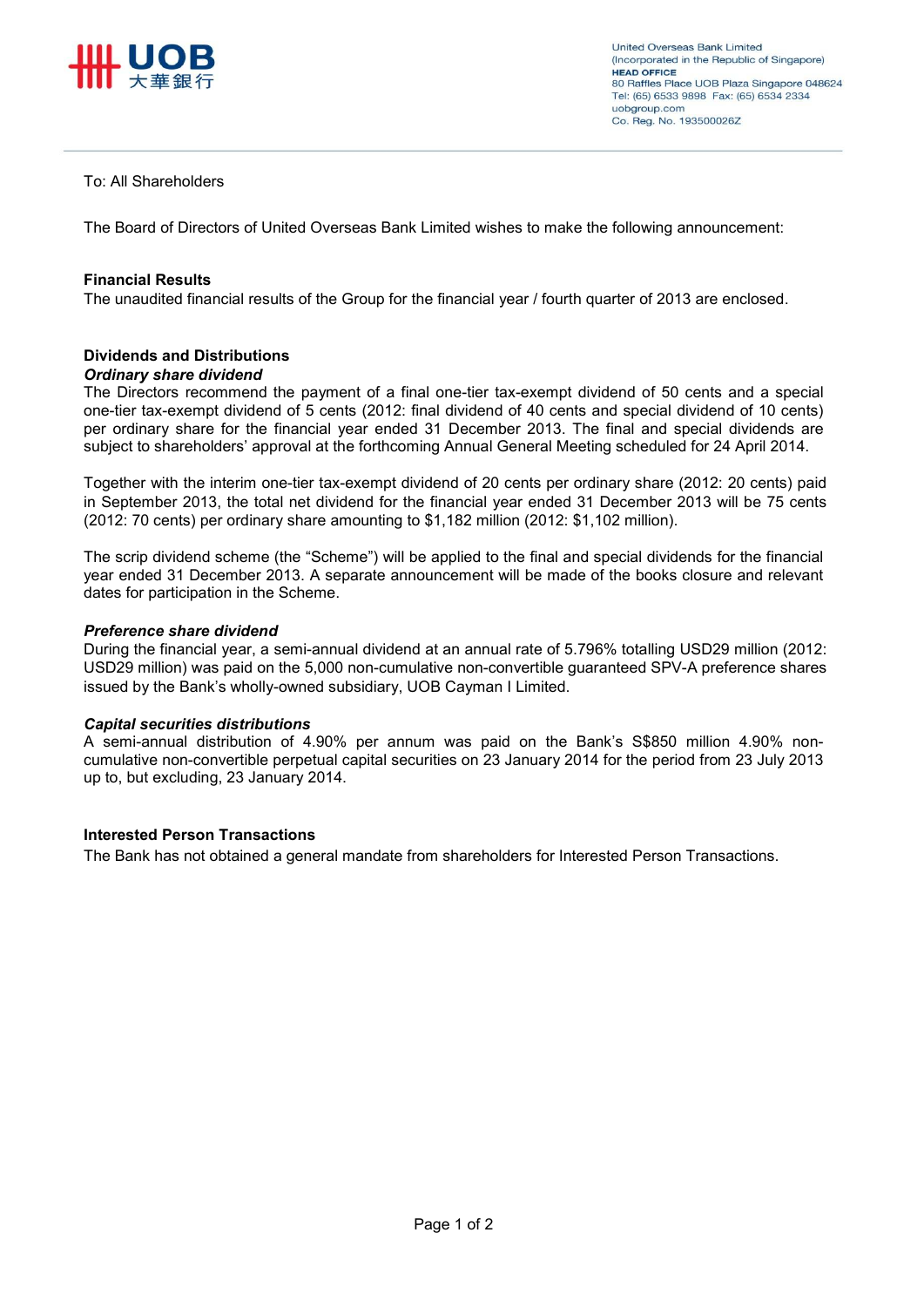United Overseas Bank Limited
(Incorporated in the Republic of Singapore)
**HEAD OFFICE**
80 Raffles Place UOB Plaza Singapore 048624
Tel: (65) 6533 9898 Fax: (65) 6534 2334
uobgroup.com
Co. Reg. No. 193500026Z

To: All Shareholders

The Board of Directors of United Overseas Bank Limited wishes to make the following announcement:

**Financial Results**

The unaudited financial results of the Group for the financial year / fourth quarter of 2013 are enclosed.

**Dividends and Distributions**

***Ordinary share dividend***

The Directors recommend the payment of a final one-tier tax-exempt dividend of 50 cents and a special one-tier tax-exempt dividend of 5 cents (2012: final dividend of 40 cents and special dividend of 10 cents) per ordinary share for the financial year ended 31 December 2013. The final and special dividends are subject to shareholders' approval at the forthcoming Annual General Meeting scheduled for 24 April 2014.

Together with the interim one-tier tax-exempt dividend of 20 cents per ordinary share (2012: 20 cents) paid in September 2013, the total net dividend for the financial year ended 31 December 2013 will be 75 cents (2012: 70 cents) per ordinary share amounting to $1,182 million (2012: $1,102 million).

The scrip dividend scheme (the "Scheme") will be applied to the final and special dividends for the financial year ended 31 December 2013. A separate announcement will be made of the books closure and relevant dates for participation in the Scheme.

***Preference share dividend***

During the financial year, a semi-annual dividend at an annual rate of 5.796% totalling USD29 million (2012: USD29 million) was paid on the 5,000 non-cumulative non-convertible guaranteed SPV-A preference shares issued by the Bank's wholly-owned subsidiary, UOB Cayman I Limited.

***Capital securities distributions***

A semi-annual distribution of 4.90% per annum was paid on the Bank's S$850 million 4.90% non-cumulative non-convertible perpetual capital securities on 23 January 2014 for the period from 23 July 2013 up to, but excluding, 23 January 2014.

**Interested Person Transactions**

The Bank has not obtained a general mandate from shareholders for Interested Person Transactions.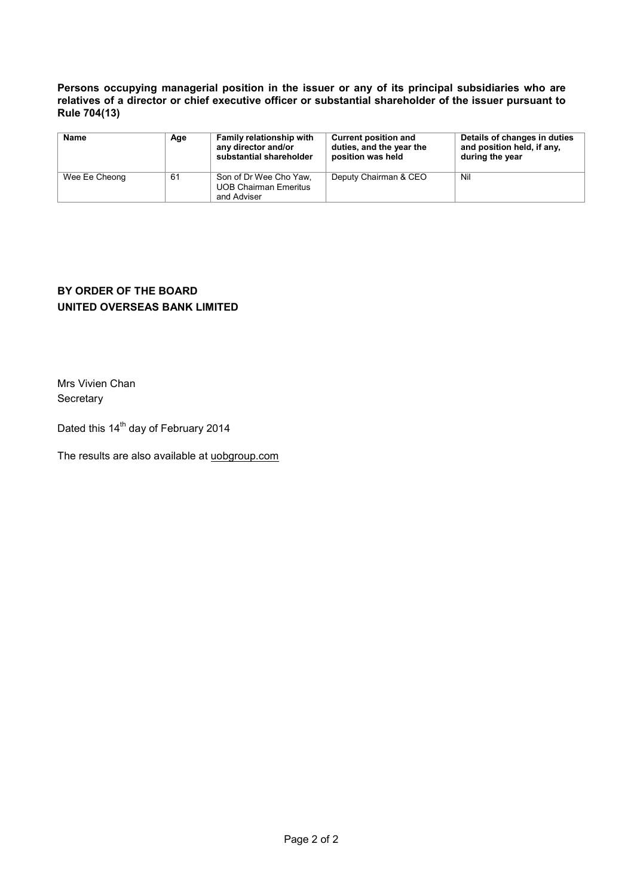**Persons occupying managerial position in the issuer or any of its principal subsidiaries who are relatives of a director or chief executive officer or substantial shareholder of the issuer pursuant to Rule 704(13)**

| Name | Age | Family relationship with any director and/or substantial shareholder | Current position and duties, and the year the position was held | Details of changes in duties and position held, if any, during the year |
|---|---|---|---|---|
| Wee Ee Cheong | 61 | Son of Dr Wee Cho Yaw, UOB Chairman Emeritus and Adviser | Deputy Chairman & CEO | Nil |

**BY ORDER OF THE BOARD**
**UNITED OVERSEAS BANK LIMITED**

Mrs Vivien Chan
Secretary

Dated this 14th day of February 2014

The results are also available at uobgroup.com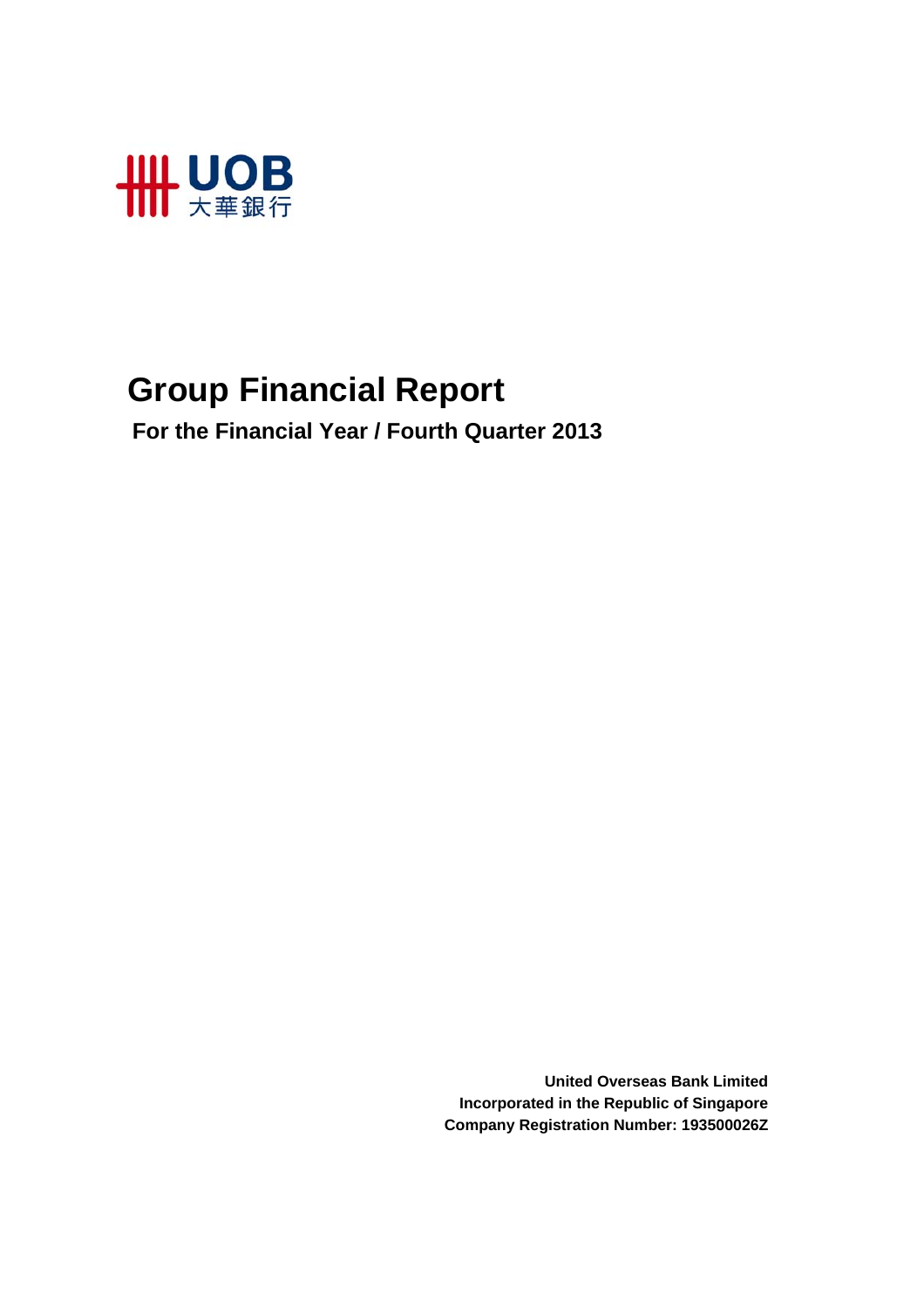# Group Financial Report

**For the Financial Year / Fourth Quarter 2013**

**United Overseas Bank Limited**
**Incorporated in the Republic of Singapore**
**Company Registration Number: 193500026Z**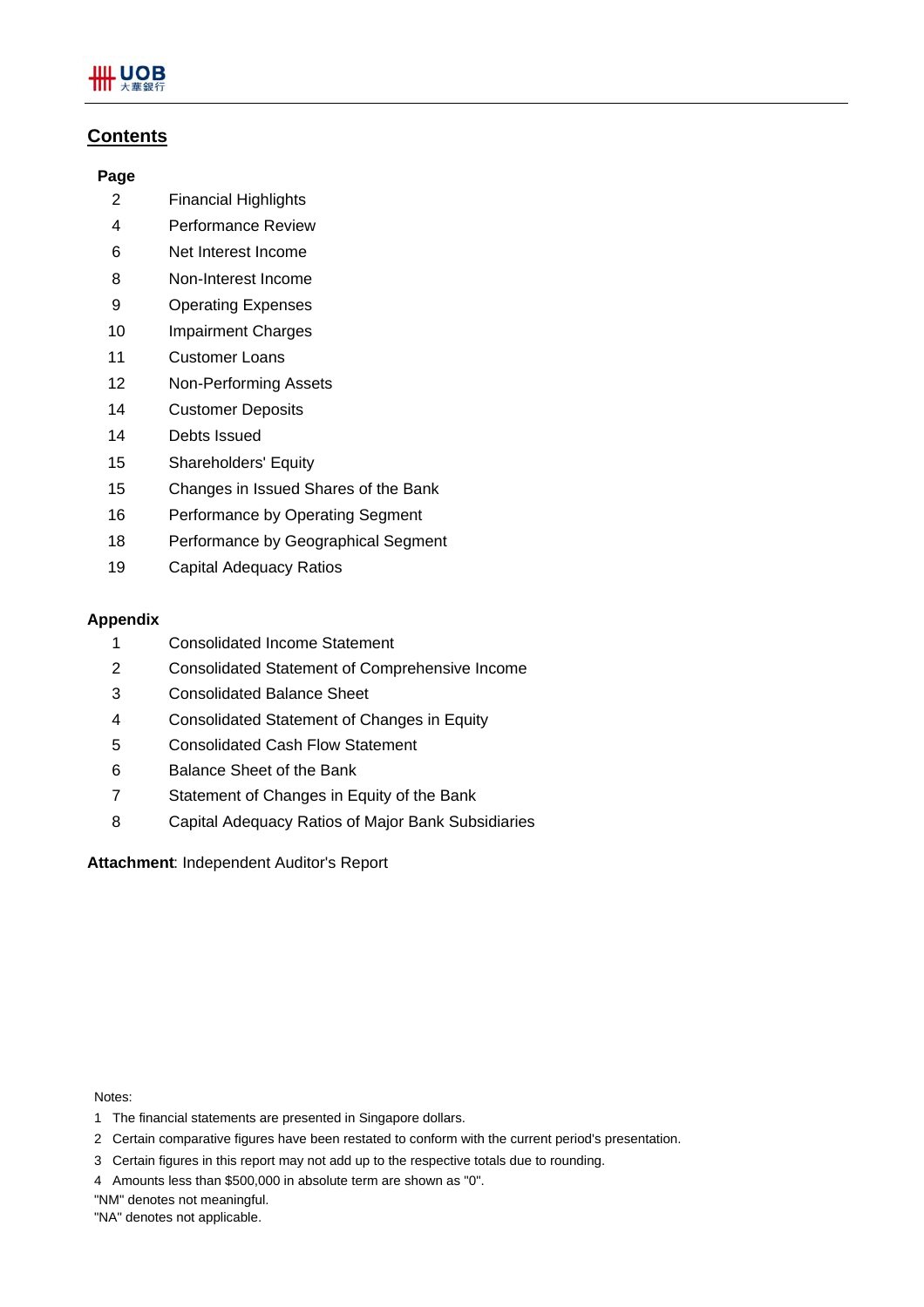## Contents

| Page | |
|---|---|
| 2 | Financial Highlights |
| 4 | Performance Review |
| 6 | Net Interest Income |
| 8 | Non-Interest Income |
| 9 | Operating Expenses |
| 10 | Impairment Charges |
| 11 | Customer Loans |
| 12 | Non-Performing Assets |
| 14 | Customer Deposits |
| 14 | Debts Issued |
| 15 | Shareholders' Equity |
| 15 | Changes in Issued Shares of the Bank |
| 16 | Performance by Operating Segment |
| 18 | Performance by Geographical Segment |
| 19 | Capital Adequacy Ratios |

**Appendix**

| | |
|---|---|
| 1 | Consolidated Income Statement |
| 2 | Consolidated Statement of Comprehensive Income |
| 3 | Consolidated Balance Sheet |
| 4 | Consolidated Statement of Changes in Equity |
| 5 | Consolidated Cash Flow Statement |
| 6 | Balance Sheet of the Bank |
| 7 | Statement of Changes in Equity of the Bank |
| 8 | Capital Adequacy Ratios of Major Bank Subsidiaries |

**Attachment**: Independent Auditor's Report

Notes:

1 The financial statements are presented in Singapore dollars.

2 Certain comparative figures have been restated to conform with the current period's presentation.

3 Certain figures in this report may not add up to the respective totals due to rounding.

4 Amounts less than $500,000 in absolute term are shown as "0".

"NM" denotes not meaningful.

"NA" denotes not applicable.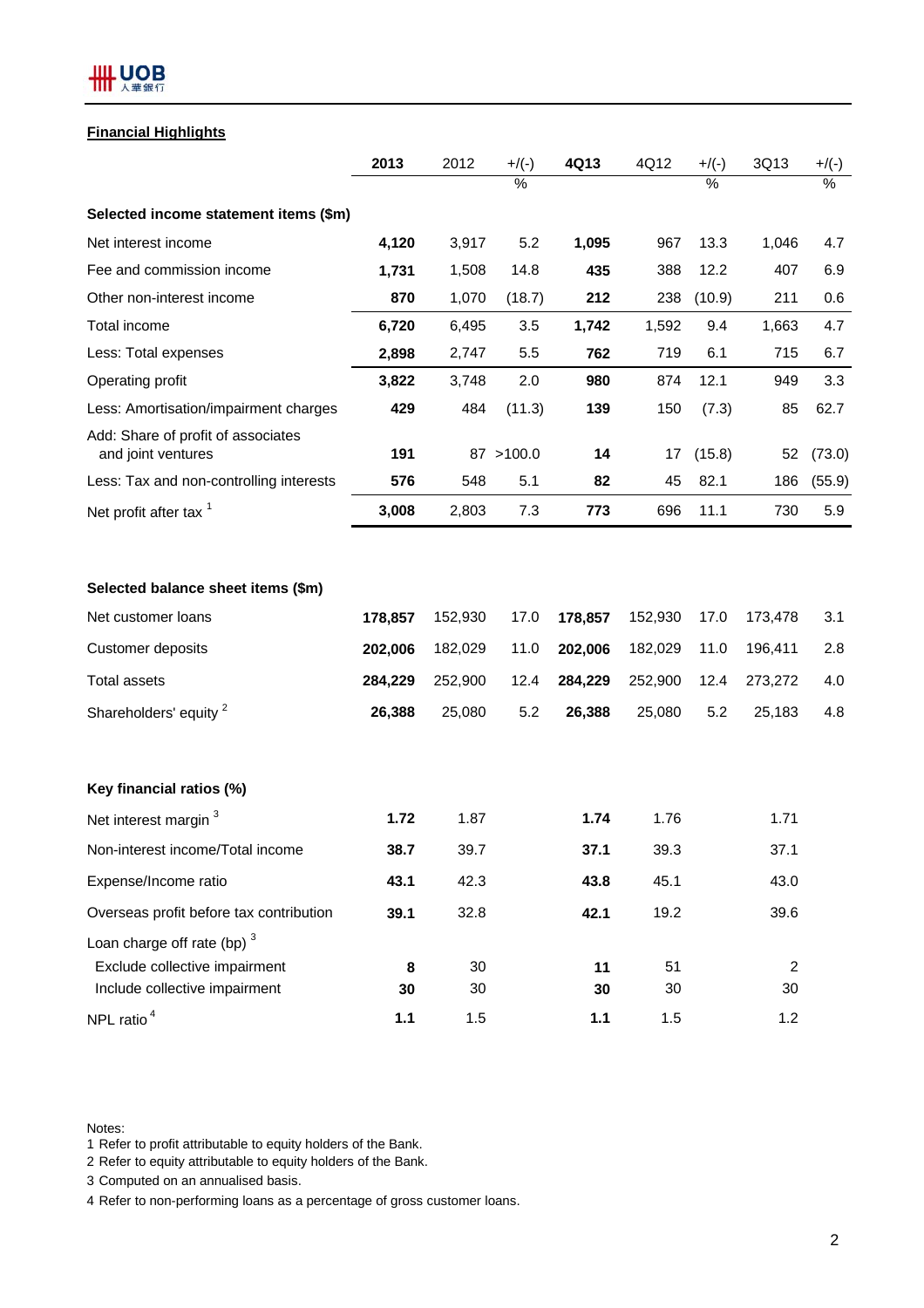**Financial Highlights**

| | 2013 | 2012 | +/(-) | 4Q13 | 4Q12 | +/(-) | 3Q13 | +/(-) |
|---|---|---|---|---|---|---|---|---|
| | | | % | | | % | | % |
| **Selected income statement items ($m)** | | | | | | | | |
| Net interest income | **4,120** | 3,917 | 5.2 | **1,095** | 967 | 13.3 | 1,046 | 4.7 |
| Fee and commission income | **1,731** | 1,508 | 14.8 | **435** | 388 | 12.2 | 407 | 6.9 |
| Other non-interest income | **870** | 1,070 | (18.7) | **212** | 238 | (10.9) | 211 | 0.6 |
| Total income | **6,720** | 6,495 | 3.5 | **1,742** | 1,592 | 9.4 | 1,663 | 4.7 |
| Less: Total expenses | **2,898** | 2,747 | 5.5 | **762** | 719 | 6.1 | 715 | 6.7 |
| Operating profit | **3,822** | 3,748 | 2.0 | **980** | 874 | 12.1 | 949 | 3.3 |
| Less: Amortisation/impairment charges | **429** | 484 | (11.3) | **139** | 150 | (7.3) | 85 | 62.7 |
| Add: Share of profit of associates and joint ventures | **191** | 87 | >100.0 | **14** | 17 | (15.8) | 52 | (73.0) |
| Less: Tax and non-controlling interests | **576** | 548 | 5.1 | **82** | 45 | 82.1 | 186 | (55.9) |
| Net profit after tax [1] | **3,008** | 2,803 | 7.3 | **773** | 696 | 11.1 | 730 | 5.9 |
| | | | | | | | | |
| **Selected balance sheet items ($m)** | | | | | | | | |
| Net customer loans | **178,857** | 152,930 | 17.0 | **178,857** | 152,930 | 17.0 | 173,478 | 3.1 |
| Customer deposits | **202,006** | 182,029 | 11.0 | **202,006** | 182,029 | 11.0 | 196,411 | 2.8 |
| Total assets | **284,229** | 252,900 | 12.4 | **284,229** | 252,900 | 12.4 | 273,272 | 4.0 |
| Shareholders' equity [2] | **26,388** | 25,080 | 5.2 | **26,388** | 25,080 | 5.2 | 25,183 | 4.8 |
| | | | | | | | | |
| **Key financial ratios (%)** | | | | | | | | |
| Net interest margin [3] | **1.72** | 1.87 | | **1.74** | 1.76 | | 1.71 | |
| Non-interest income/Total income | **38.7** | 39.7 | | **37.1** | 39.3 | | 37.1 | |
| Expense/Income ratio | **43.1** | 42.3 | | **43.8** | 45.1 | | 43.0 | |
| Overseas profit before tax contribution | **39.1** | 32.8 | | **42.1** | 19.2 | | 39.6 | |
| Loan charge off rate (bp) [3] | | | | | | | | |
| Exclude collective impairment | **8** | 30 | | **11** | 51 | | 2 | |
| Include collective impairment | **30** | 30 | | **30** | 30 | | 30 | |
| NPL ratio [4] | **1.1** | 1.5 | | **1.1** | 1.5 | | 1.2 | |

Notes:
1 Refer to profit attributable to equity holders of the Bank.
2 Refer to equity attributable to equity holders of the Bank.
3 Computed on an annualised basis.
4 Refer to non-performing loans as a percentage of gross customer loans.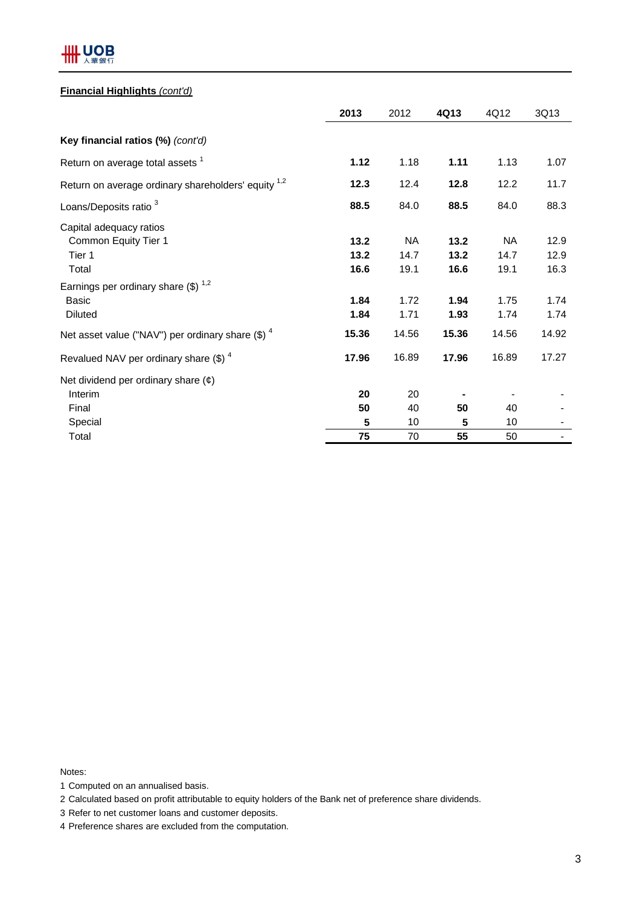**Financial Highlights** *(cont'd)*

| | **2013** | 2012 | **4Q13** | 4Q12 | 3Q13 |
|---|---|---|---|---|---|
| **Key financial ratios (%)** *(cont'd)* | | | | | |
| Return on average total assets [1] | **1.12** | 1.18 | **1.11** | 1.13 | 1.07 |
| Return on average ordinary shareholders' equity [1,2] | **12.3** | 12.4 | **12.8** | 12.2 | 11.7 |
| Loans/Deposits ratio [3] | **88.5** | 84.0 | **88.5** | 84.0 | 88.3 |
| Capital adequacy ratios | | | | | |
| Common Equity Tier 1 | **13.2** | NA | **13.2** | NA | 12.9 |
| Tier 1 | **13.2** | 14.7 | **13.2** | 14.7 | 12.9 |
| Total | **16.6** | 19.1 | **16.6** | 19.1 | 16.3 |
| Earnings per ordinary share ($) [1,2] | | | | | |
| Basic | **1.84** | 1.72 | **1.94** | 1.75 | 1.74 |
| Diluted | **1.84** | 1.71 | **1.93** | 1.74 | 1.74 |
| Net asset value ("NAV") per ordinary share ($) [4] | **15.36** | 14.56 | **15.36** | 14.56 | 14.92 |
| Revalued NAV per ordinary share ($) [4] | **17.96** | 16.89 | **17.96** | 16.89 | 17.27 |
| Net dividend per ordinary share (¢) | | | | | |
| Interim | **20** | 20 | **-** | - | - |
| Final | **50** | 40 | **50** | 40 | - |
| Special | **5** | 10 | **5** | 10 | - |
| Total | **75** | 70 | **55** | 50 | - |

Notes:

1 Computed on an annualised basis.

2 Calculated based on profit attributable to equity holders of the Bank net of preference share dividends.

3 Refer to net customer loans and customer deposits.

4 Preference shares are excluded from the computation.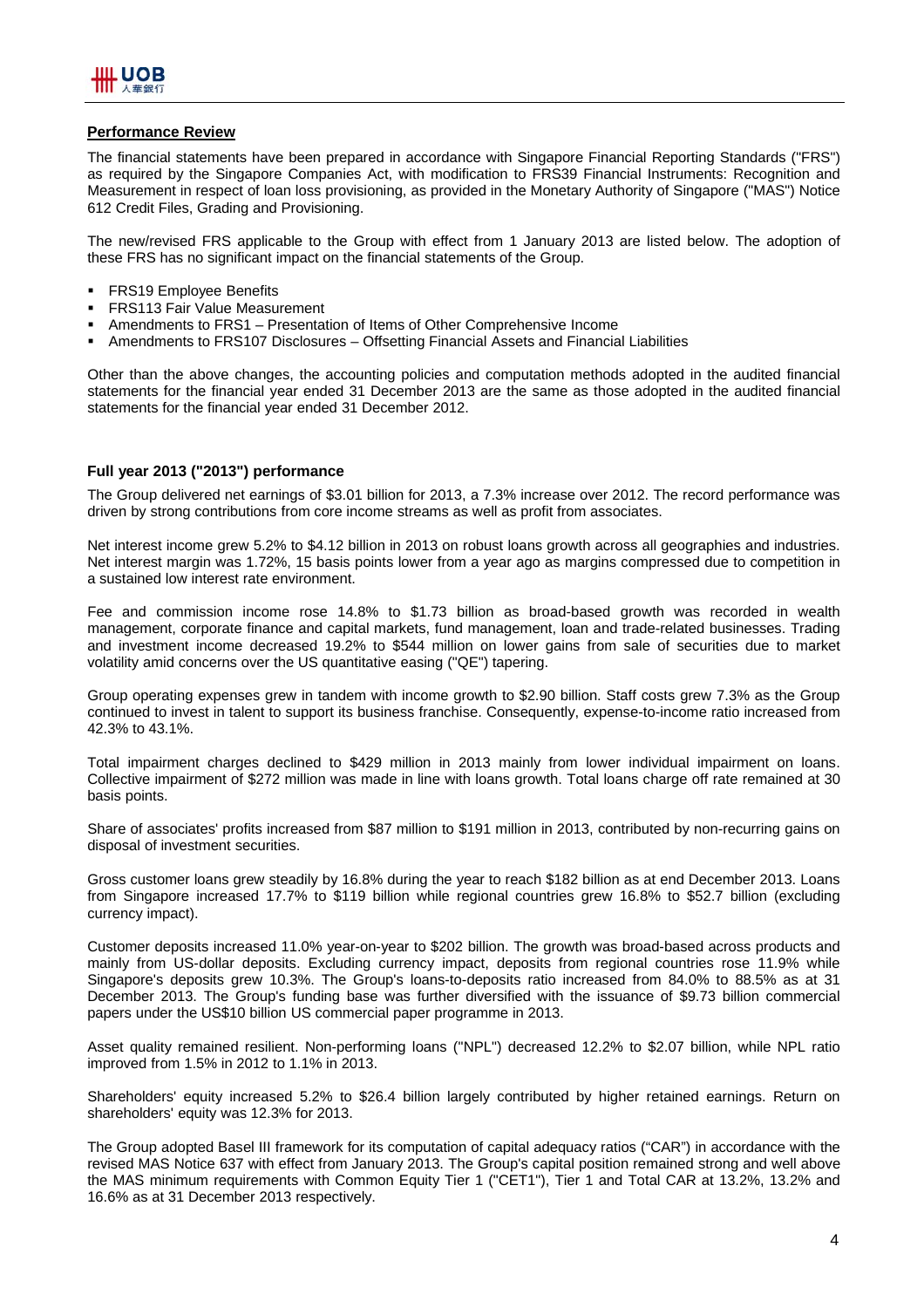## Performance Review

The financial statements have been prepared in accordance with Singapore Financial Reporting Standards ("FRS") as required by the Singapore Companies Act, with modification to FRS39 Financial Instruments: Recognition and Measurement in respect of loan loss provisioning, as provided in the Monetary Authority of Singapore ("MAS") Notice 612 Credit Files, Grading and Provisioning.

The new/revised FRS applicable to the Group with effect from 1 January 2013 are listed below. The adoption of these FRS has no significant impact on the financial statements of the Group.

- FRS19 Employee Benefits
- FRS113 Fair Value Measurement
- Amendments to FRS1 – Presentation of Items of Other Comprehensive Income
- Amendments to FRS107 Disclosures – Offsetting Financial Assets and Financial Liabilities

Other than the above changes, the accounting policies and computation methods adopted in the audited financial statements for the financial year ended 31 December 2013 are the same as those adopted in the audited financial statements for the financial year ended 31 December 2012.

### Full year 2013 ("2013") performance

The Group delivered net earnings of $3.01 billion for 2013, a 7.3% increase over 2012. The record performance was driven by strong contributions from core income streams as well as profit from associates.

Net interest income grew 5.2% to $4.12 billion in 2013 on robust loans growth across all geographies and industries. Net interest margin was 1.72%, 15 basis points lower from a year ago as margins compressed due to competition in a sustained low interest rate environment.

Fee and commission income rose 14.8% to $1.73 billion as broad-based growth was recorded in wealth management, corporate finance and capital markets, fund management, loan and trade-related businesses. Trading and investment income decreased 19.2% to $544 million on lower gains from sale of securities due to market volatility amid concerns over the US quantitative easing ("QE") tapering.

Group operating expenses grew in tandem with income growth to $2.90 billion. Staff costs grew 7.3% as the Group continued to invest in talent to support its business franchise. Consequently, expense-to-income ratio increased from 42.3% to 43.1%.

Total impairment charges declined to $429 million in 2013 mainly from lower individual impairment on loans. Collective impairment of $272 million was made in line with loans growth. Total loans charge off rate remained at 30 basis points.

Share of associates' profits increased from $87 million to $191 million in 2013, contributed by non-recurring gains on disposal of investment securities.

Gross customer loans grew steadily by 16.8% during the year to reach $182 billion as at end December 2013. Loans from Singapore increased 17.7% to $119 billion while regional countries grew 16.8% to $52.7 billion (excluding currency impact).

Customer deposits increased 11.0% year-on-year to $202 billion. The growth was broad-based across products and mainly from US-dollar deposits. Excluding currency impact, deposits from regional countries rose 11.9% while Singapore's deposits grew 10.3%. The Group's loans-to-deposits ratio increased from 84.0% to 88.5% as at 31 December 2013. The Group's funding base was further diversified with the issuance of $9.73 billion commercial papers under the US$10 billion US commercial paper programme in 2013.

Asset quality remained resilient. Non-performing loans ("NPL") decreased 12.2% to $2.07 billion, while NPL ratio improved from 1.5% in 2012 to 1.1% in 2013.

Shareholders' equity increased 5.2% to $26.4 billion largely contributed by higher retained earnings. Return on shareholders' equity was 12.3% for 2013.

The Group adopted Basel III framework for its computation of capital adequacy ratios ("CAR") in accordance with the revised MAS Notice 637 with effect from January 2013. The Group's capital position remained strong and well above the MAS minimum requirements with Common Equity Tier 1 ("CET1"), Tier 1 and Total CAR at 13.2%, 13.2% and 16.6% as at 31 December 2013 respectively.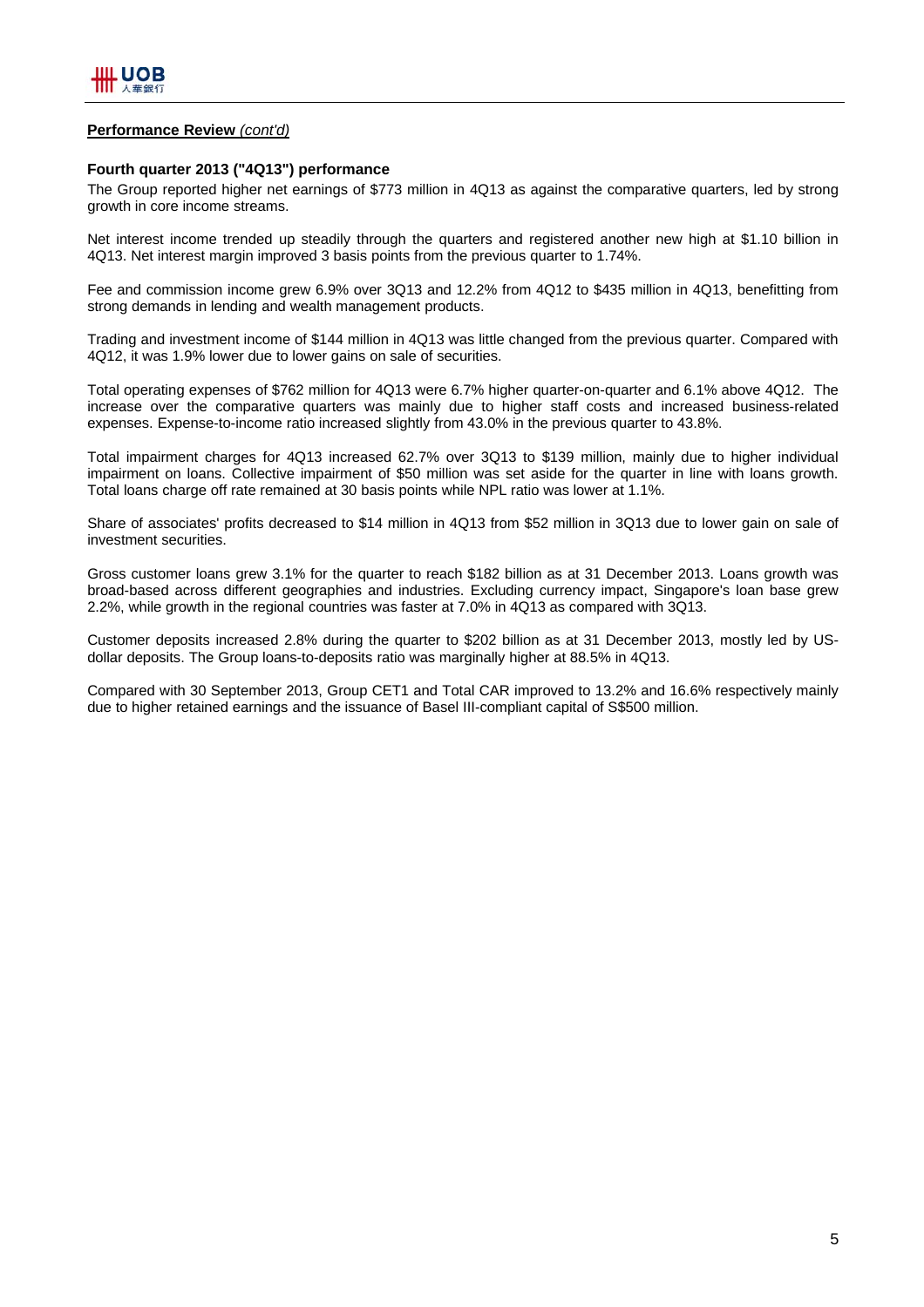**Performance Review** *(cont'd)*

**Fourth quarter 2013 ("4Q13") performance**

The Group reported higher net earnings of $773 million in 4Q13 as against the comparative quarters, led by strong growth in core income streams.

Net interest income trended up steadily through the quarters and registered another new high at $1.10 billion in 4Q13. Net interest margin improved 3 basis points from the previous quarter to 1.74%.

Fee and commission income grew 6.9% over 3Q13 and 12.2% from 4Q12 to $435 million in 4Q13, benefitting from strong demands in lending and wealth management products.

Trading and investment income of $144 million in 4Q13 was little changed from the previous quarter. Compared with 4Q12, it was 1.9% lower due to lower gains on sale of securities.

Total operating expenses of $762 million for 4Q13 were 6.7% higher quarter-on-quarter and 6.1% above 4Q12. The increase over the comparative quarters was mainly due to higher staff costs and increased business-related expenses. Expense-to-income ratio increased slightly from 43.0% in the previous quarter to 43.8%.

Total impairment charges for 4Q13 increased 62.7% over 3Q13 to $139 million, mainly due to higher individual impairment on loans. Collective impairment of $50 million was set aside for the quarter in line with loans growth. Total loans charge off rate remained at 30 basis points while NPL ratio was lower at 1.1%.

Share of associates' profits decreased to $14 million in 4Q13 from $52 million in 3Q13 due to lower gain on sale of investment securities.

Gross customer loans grew 3.1% for the quarter to reach $182 billion as at 31 December 2013. Loans growth was broad-based across different geographies and industries. Excluding currency impact, Singapore's loan base grew 2.2%, while growth in the regional countries was faster at 7.0% in 4Q13 as compared with 3Q13.

Customer deposits increased 2.8% during the quarter to $202 billion as at 31 December 2013, mostly led by US-dollar deposits. The Group loans-to-deposits ratio was marginally higher at 88.5% in 4Q13.

Compared with 30 September 2013, Group CET1 and Total CAR improved to 13.2% and 16.6% respectively mainly due to higher retained earnings and the issuance of Basel III-compliant capital of S$500 million.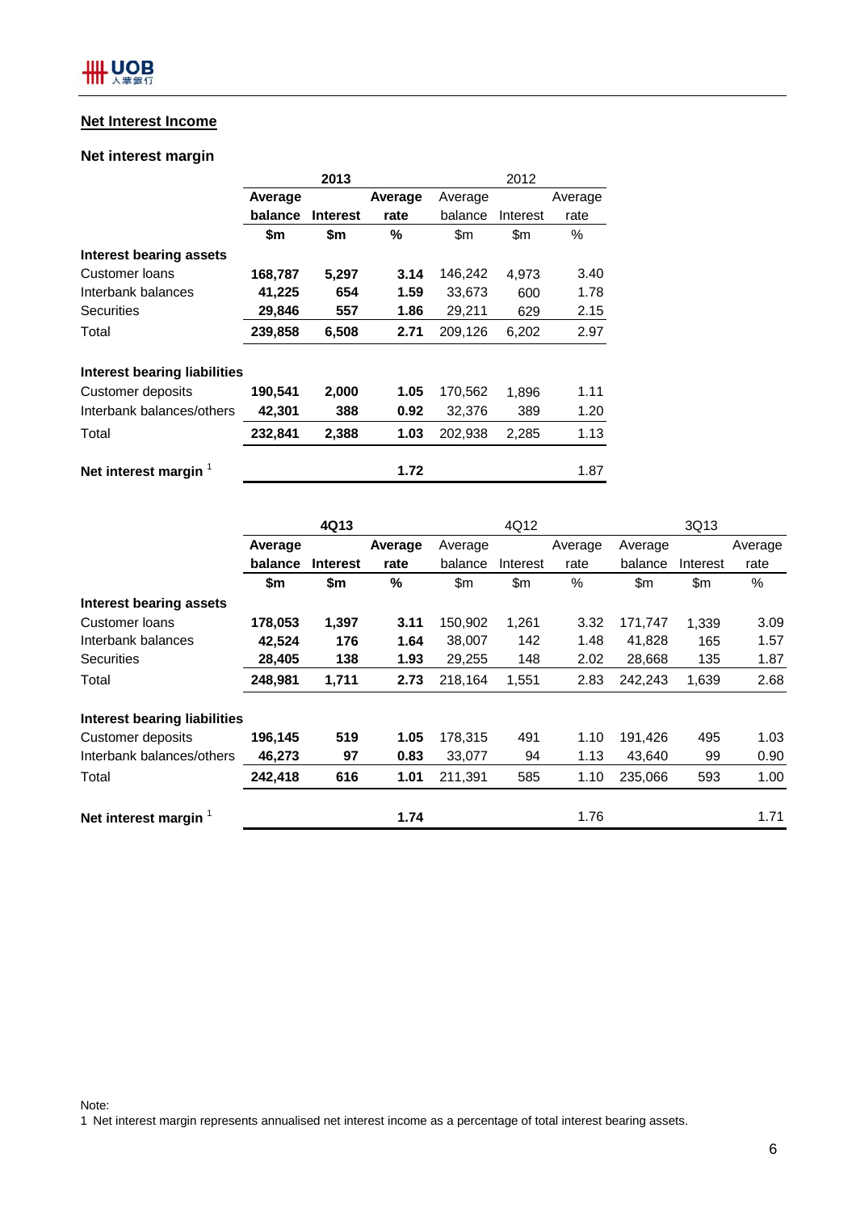## Net Interest Income

### Net interest margin

| | 2013 | | | 2012 | | |
|---|---|---|---|---|---|---|
| | **Average balance** | **Interest** | **Average rate** | Average balance | Interest | Average rate |
| | **$m** | **$m** | **%** | $m | $m | % |
| **Interest bearing assets** | | | | | | |
| Customer loans | **168,787** | **5,297** | **3.14** | 146,242 | 4,973 | 3.40 |
| Interbank balances | **41,225** | **654** | **1.59** | 33,673 | 600 | 1.78 |
| Securities | **29,846** | **557** | **1.86** | 29,211 | 629 | 2.15 |
| Total | **239,858** | **6,508** | **2.71** | 209,126 | 6,202 | 2.97 |
| **Interest bearing liabilities** | | | | | | |
| Customer deposits | **190,541** | **2,000** | **1.05** | 170,562 | 1,896 | 1.11 |
| Interbank balances/others | **42,301** | **388** | **0.92** | 32,376 | 389 | 1.20 |
| Total | **232,841** | **2,388** | **1.03** | 202,938 | 2,285 | 1.13 |
| **Net interest margin** [1] | | | **1.72** | | | 1.87 |

| | 4Q13 | | | 4Q12 | | | 3Q13 | | |
|---|---|---|---|---|---|---|---|---|---|
| | **Average balance** | **Interest** | **Average rate** | Average balance | Interest | Average rate | Average balance | Interest | Average rate |
| | **$m** | **$m** | **%** | $m | $m | % | $m | $m | % |
| **Interest bearing assets** | | | | | | | | | |
| Customer loans | **178,053** | **1,397** | **3.11** | 150,902 | 1,261 | 3.32 | 171,747 | 1,339 | 3.09 |
| Interbank balances | **42,524** | **176** | **1.64** | 38,007 | 142 | 1.48 | 41,828 | 165 | 1.57 |
| Securities | **28,405** | **138** | **1.93** | 29,255 | 148 | 2.02 | 28,668 | 135 | 1.87 |
| Total | **248,981** | **1,711** | **2.73** | 218,164 | 1,551 | 2.83 | 242,243 | 1,639 | 2.68 |
| **Interest bearing liabilities** | | | | | | | | | |
| Customer deposits | **196,145** | **519** | **1.05** | 178,315 | 491 | 1.10 | 191,426 | 495 | 1.03 |
| Interbank balances/others | **46,273** | **97** | **0.83** | 33,077 | 94 | 1.13 | 43,640 | 99 | 0.90 |
| Total | **242,418** | **616** | **1.01** | 211,391 | 585 | 1.10 | 235,066 | 593 | 1.00 |
| **Net interest margin** [1] | | | **1.74** | | | 1.76 | | | 1.71 |

Note:
1 Net interest margin represents annualised net interest income as a percentage of total interest bearing assets.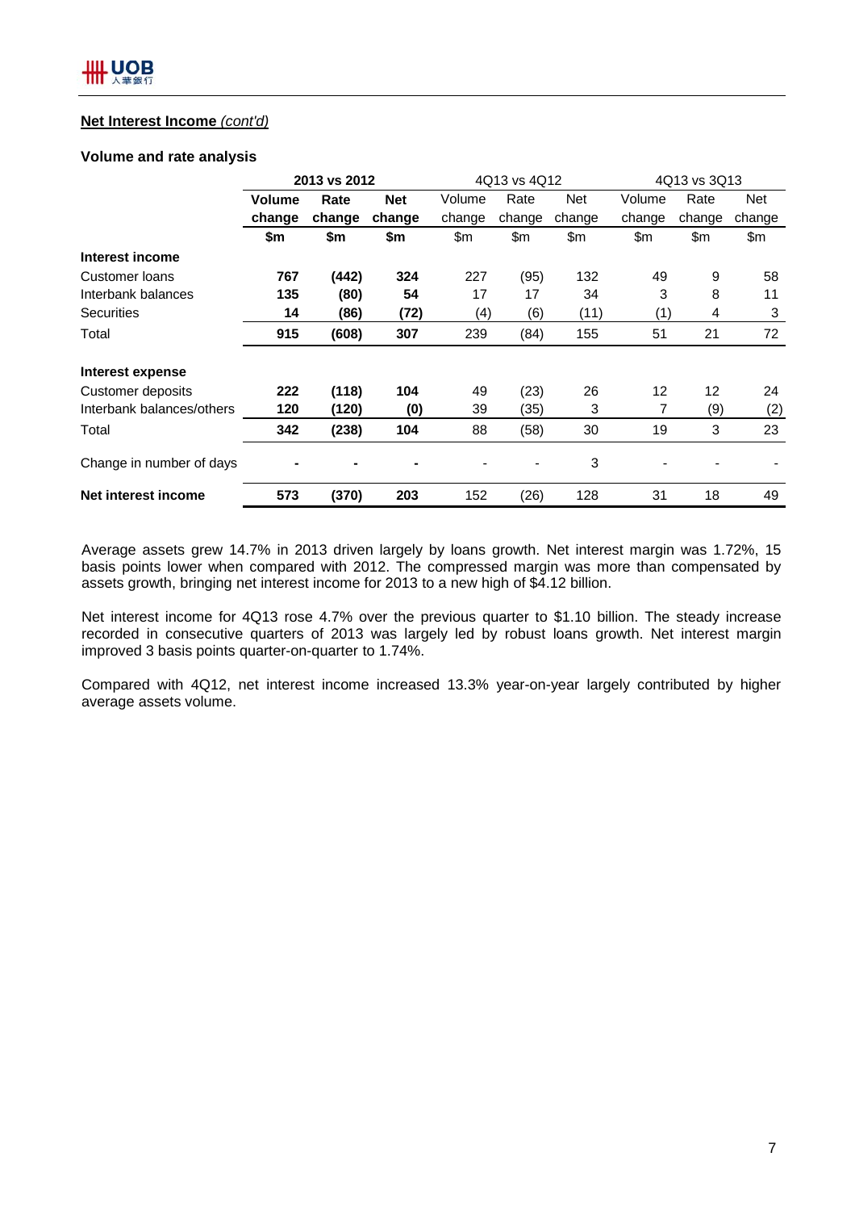**Net Interest Income** *(cont'd)*

**Volume and rate analysis**

| | 2013 vs 2012 | | | 4Q13 vs 4Q12 | | | 4Q13 vs 3Q13 | | |
|---|---|---|---|---|---|---|---|---|---|
| | **Volume change** | **Rate change** | **Net change** | Volume change | Rate change | Net change | Volume change | Rate change | Net change |
| | **$m** | **$m** | **$m** | $m | $m | $m | $m | $m | $m |
| **Interest income** | | | | | | | | | |
| Customer loans | **767** | **(442)** | **324** | 227 | (95) | 132 | 49 | 9 | 58 |
| Interbank balances | **135** | **(80)** | **54** | 17 | 17 | 34 | 3 | 8 | 11 |
| Securities | **14** | **(86)** | **(72)** | (4) | (6) | (11) | (1) | 4 | 3 |
| Total | **915** | **(608)** | **307** | 239 | (84) | 155 | 51 | 21 | 72 |
| **Interest expense** | | | | | | | | | |
| Customer deposits | **222** | **(118)** | **104** | 49 | (23) | 26 | 12 | 12 | 24 |
| Interbank balances/others | **120** | **(120)** | **(0)** | 39 | (35) | 3 | 7 | (9) | (2) |
| Total | **342** | **(238)** | **104** | 88 | (58) | 30 | 19 | 3 | 23 |
| Change in number of days | **-** | **-** | **-** | - | - | 3 | - | - | - |
| **Net interest income** | **573** | **(370)** | **203** | 152 | (26) | 128 | 31 | 18 | 49 |

Average assets grew 14.7% in 2013 driven largely by loans growth. Net interest margin was 1.72%, 15 basis points lower when compared with 2012. The compressed margin was more than compensated by assets growth, bringing net interest income for 2013 to a new high of $4.12 billion.

Net interest income for 4Q13 rose 4.7% over the previous quarter to $1.10 billion. The steady increase recorded in consecutive quarters of 2013 was largely led by robust loans growth. Net interest margin improved 3 basis points quarter-on-quarter to 1.74%.

Compared with 4Q12, net interest income increased 13.3% year-on-year largely contributed by higher average assets volume.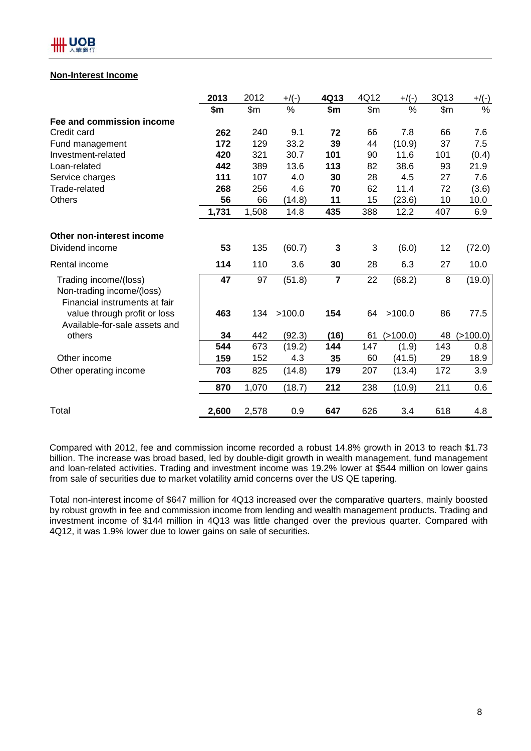## Non-Interest Income

| | 2013 | 2012 | +/(-) | 4Q13 | 4Q12 | +/(-) | 3Q13 | +/(-) |
|---|---|---|---|---|---|---|---|---|
| | **$m** | $m | % | **$m** | $m | % | $m | % |
| **Fee and commission income** | | | | | | | | |
| Credit card | **262** | 240 | 9.1 | **72** | 66 | 7.8 | 66 | 7.6 |
| Fund management | **172** | 129 | 33.2 | **39** | 44 | (10.9) | 37 | 7.5 |
| Investment-related | **420** | 321 | 30.7 | **101** | 90 | 11.6 | 101 | (0.4) |
| Loan-related | **442** | 389 | 13.6 | **113** | 82 | 38.6 | 93 | 21.9 |
| Service charges | **111** | 107 | 4.0 | **30** | 28 | 4.5 | 27 | 7.6 |
| Trade-related | **268** | 256 | 4.6 | **70** | 62 | 11.4 | 72 | (3.6) |
| Others | **56** | 66 | (14.8) | **11** | 15 | (23.6) | 10 | 10.0 |
| | **1,731** | 1,508 | 14.8 | **435** | 388 | 12.2 | 407 | 6.9 |
| **Other non-interest income** | | | | | | | | |
| Dividend income | **53** | 135 | (60.7) | **3** | 3 | (6.0) | 12 | (72.0) |
| Rental income | **114** | 110 | 3.6 | **30** | 28 | 6.3 | 27 | 10.0 |
| Trading income/(loss) | **47** | 97 | (51.8) | **7** | 22 | (68.2) | 8 | (19.0) |
| Non-trading income/(loss) | | | | | | | | |
| Financial instruments at fair value through profit or loss | **463** | 134 | >100.0 | **154** | 64 | >100.0 | 86 | 77.5 |
| Available-for-sale assets and others | **34** | 442 | (92.3) | **(16)** | 61 | (>100.0) | 48 | (>100.0) |
| | **544** | 673 | (19.2) | **144** | 147 | (1.9) | 143 | 0.8 |
| Other income | **159** | 152 | 4.3 | **35** | 60 | (41.5) | 29 | 18.9 |
| Other operating income | **703** | 825 | (14.8) | **179** | 207 | (13.4) | 172 | 3.9 |
| | **870** | 1,070 | (18.7) | **212** | 238 | (10.9) | 211 | 0.6 |
| Total | **2,600** | 2,578 | 0.9 | **647** | 626 | 3.4 | 618 | 4.8 |

Compared with 2012, fee and commission income recorded a robust 14.8% growth in 2013 to reach $1.73 billion. The increase was broad based, led by double-digit growth in wealth management, fund management and loan-related activities. Trading and investment income was 19.2% lower at $544 million on lower gains from sale of securities due to market volatility amid concerns over the US QE tapering.

Total non-interest income of $647 million for 4Q13 increased over the comparative quarters, mainly boosted by robust growth in fee and commission income from lending and wealth management products. Trading and investment income of $144 million in 4Q13 was little changed over the previous quarter. Compared with 4Q12, it was 1.9% lower due to lower gains on sale of securities.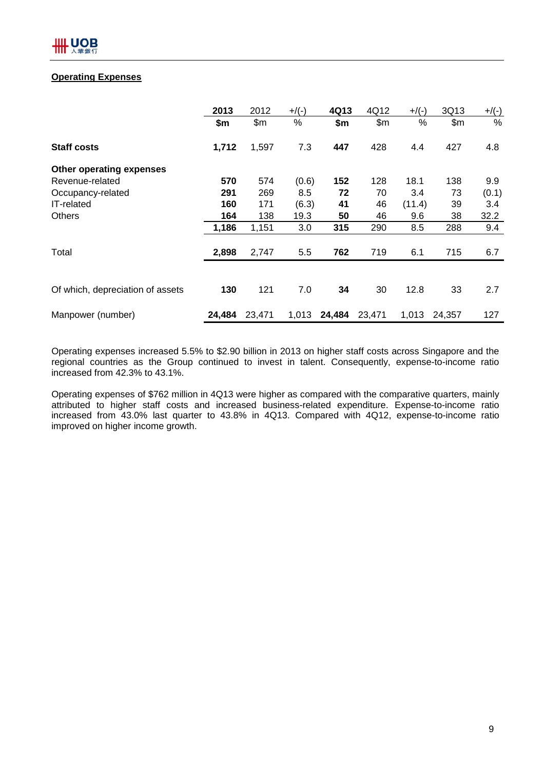**Operating Expenses**

| | 2013 | 2012 | +/(-) | 4Q13 | 4Q12 | +/(-) | 3Q13 | +/(-) |
|---|---|---|---|---|---|---|---|---|
| | **$m** | $m | % | **$m** | $m | % | $m | % |
| **Staff costs** | **1,712** | 1,597 | 7.3 | **447** | 428 | 4.4 | 427 | 4.8 |
| **Other operating expenses** | | | | | | | | |
| Revenue-related | **570** | 574 | (0.6) | **152** | 128 | 18.1 | 138 | 9.9 |
| Occupancy-related | **291** | 269 | 8.5 | **72** | 70 | 3.4 | 73 | (0.1) |
| IT-related | **160** | 171 | (6.3) | **41** | 46 | (11.4) | 39 | 3.4 |
| Others | **164** | 138 | 19.3 | **50** | 46 | 9.6 | 38 | 32.2 |
| | **1,186** | 1,151 | 3.0 | **315** | 290 | 8.5 | 288 | 9.4 |
| Total | **2,898** | 2,747 | 5.5 | **762** | 719 | 6.1 | 715 | 6.7 |
| Of which, depreciation of assets | **130** | 121 | 7.0 | **34** | 30 | 12.8 | 33 | 2.7 |
| Manpower (number) | **24,484** | 23,471 | 1,013 | **24,484** | 23,471 | 1,013 | 24,357 | 127 |

Operating expenses increased 5.5% to $2.90 billion in 2013 on higher staff costs across Singapore and the regional countries as the Group continued to invest in talent. Consequently, expense-to-income ratio increased from 42.3% to 43.1%.

Operating expenses of $762 million in 4Q13 were higher as compared with the comparative quarters, mainly attributed to higher staff costs and increased business-related expenditure. Expense-to-income ratio increased from 43.0% last quarter to 43.8% in 4Q13. Compared with 4Q12, expense-to-income ratio improved on higher income growth.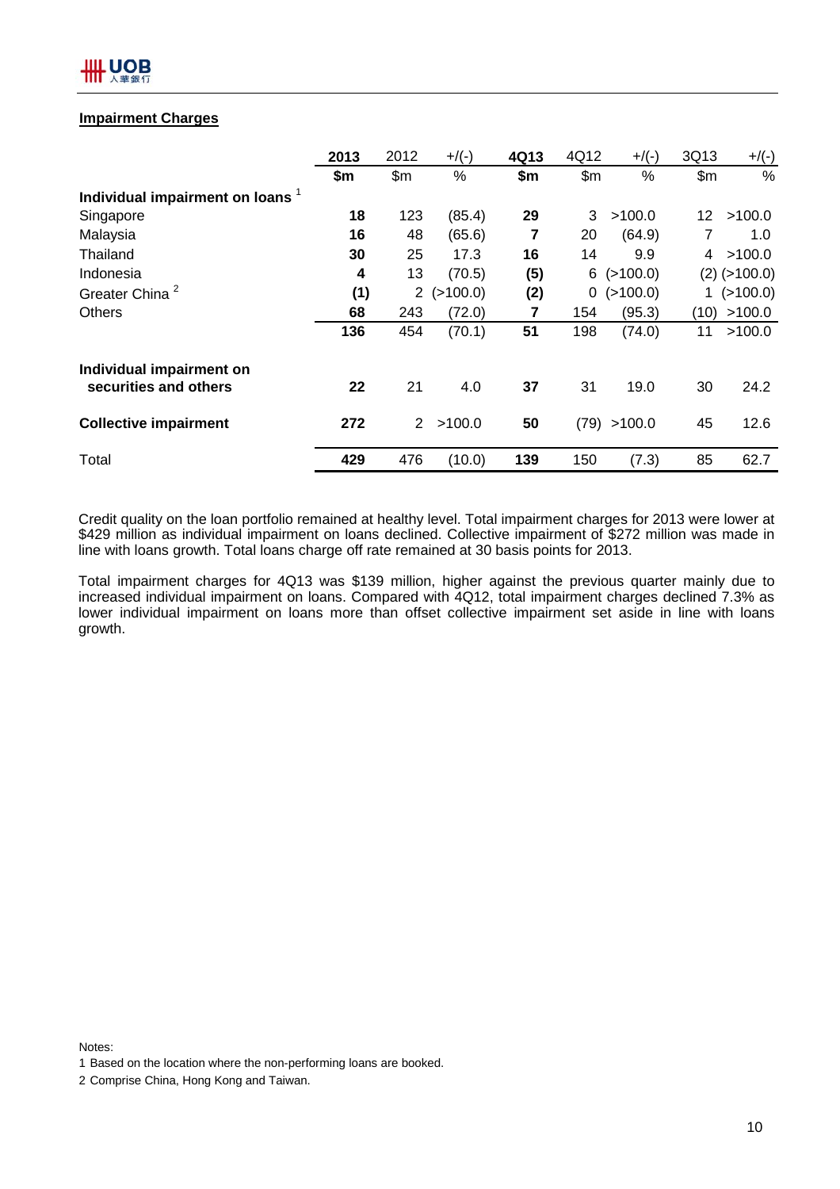## Impairment Charges

| | **2013** | 2012 | +/(-) | **4Q13** | 4Q12 | +/(-) | 3Q13 | +/(-) |
|---|---|---|---|---|---|---|---|---|
| | **$m** | $m | % | **$m** | $m | % | $m | % |
| **Individual impairment on loans** [1] | | | | | | | | |
| Singapore | **18** | 123 | (85.4) | **29** | 3 | >100.0 | 12 | >100.0 |
| Malaysia | **16** | 48 | (65.6) | **7** | 20 | (64.9) | 7 | 1.0 |
| Thailand | **30** | 25 | 17.3 | **16** | 14 | 9.9 | 4 | >100.0 |
| Indonesia | **4** | 13 | (70.5) | **(5)** | 6 | (>100.0) | (2) | (>100.0) |
| Greater China [2] | **(1)** | 2 | (>100.0) | **(2)** | 0 | (>100.0) | 1 | (>100.0) |
| Others | **68** | 243 | (72.0) | **7** | 154 | (95.3) | (10) | >100.0 |
| | **136** | 454 | (70.1) | **51** | 198 | (74.0) | 11 | >100.0 |
| **Individual impairment on securities and others** | **22** | 21 | 4.0 | **37** | 31 | 19.0 | 30 | 24.2 |
| **Collective impairment** | **272** | 2 | >100.0 | **50** | (79) | >100.0 | 45 | 12.6 |
| Total | **429** | 476 | (10.0) | **139** | 150 | (7.3) | 85 | 62.7 |

Credit quality on the loan portfolio remained at healthy level. Total impairment charges for 2013 were lower at $429 million as individual impairment on loans declined. Collective impairment of $272 million was made in line with loans growth. Total loans charge off rate remained at 30 basis points for 2013.

Total impairment charges for 4Q13 was $139 million, higher against the previous quarter mainly due to increased individual impairment on loans. Compared with 4Q12, total impairment charges declined 7.3% as lower individual impairment on loans more than offset collective impairment set aside in line with loans growth.

Notes:

1 Based on the location where the non-performing loans are booked.

2 Comprise China, Hong Kong and Taiwan.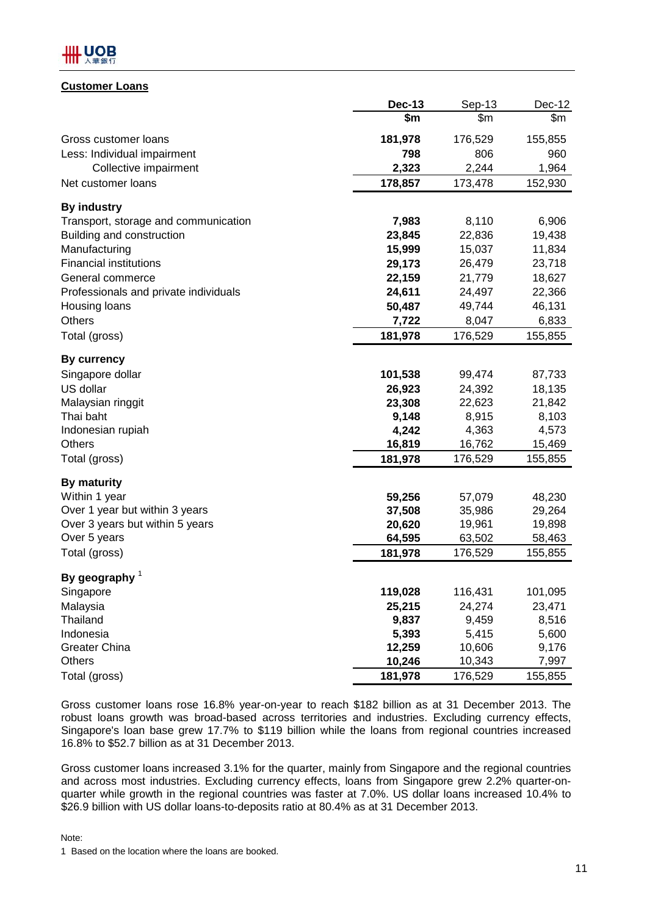## Customer Loans

| | Dec-13 | Sep-13 | Dec-12 |
|---|---|---|---|
| | $m | $m | $m |
| Gross customer loans | **181,978** | 176,529 | 155,855 |
| Less: Individual impairment | **798** | 806 | 960 |
| Collective impairment | **2,323** | 2,244 | 1,964 |
| Net customer loans | **178,857** | 173,478 | 152,930 |
| **By industry** | | | |
| Transport, storage and communication | **7,983** | 8,110 | 6,906 |
| Building and construction | **23,845** | 22,836 | 19,438 |
| Manufacturing | **15,999** | 15,037 | 11,834 |
| Financial institutions | **29,173** | 26,479 | 23,718 |
| General commerce | **22,159** | 21,779 | 18,627 |
| Professionals and private individuals | **24,611** | 24,497 | 22,366 |
| Housing loans | **50,487** | 49,744 | 46,131 |
| Others | **7,722** | 8,047 | 6,833 |
| Total (gross) | **181,978** | 176,529 | 155,855 |
| **By currency** | | | |
| Singapore dollar | **101,538** | 99,474 | 87,733 |
| US dollar | **26,923** | 24,392 | 18,135 |
| Malaysian ringgit | **23,308** | 22,623 | 21,842 |
| Thai baht | **9,148** | 8,915 | 8,103 |
| Indonesian rupiah | **4,242** | 4,363 | 4,573 |
| Others | **16,819** | 16,762 | 15,469 |
| Total (gross) | **181,978** | 176,529 | 155,855 |
| **By maturity** | | | |
| Within 1 year | **59,256** | 57,079 | 48,230 |
| Over 1 year but within 3 years | **37,508** | 35,986 | 29,264 |
| Over 3 years but within 5 years | **20,620** | 19,961 | 19,898 |
| Over 5 years | **64,595** | 63,502 | 58,463 |
| Total (gross) | **181,978** | 176,529 | 155,855 |
| **By geography** [1] | | | |
| Singapore | **119,028** | 116,431 | 101,095 |
| Malaysia | **25,215** | 24,274 | 23,471 |
| Thailand | **9,837** | 9,459 | 8,516 |
| Indonesia | **5,393** | 5,415 | 5,600 |
| Greater China | **12,259** | 10,606 | 9,176 |
| Others | **10,246** | 10,343 | 7,997 |
| Total (gross) | **181,978** | 176,529 | 155,855 |

Gross customer loans rose 16.8% year-on-year to reach $182 billion as at 31 December 2013. The robust loans growth was broad-based across territories and industries. Excluding currency effects, Singapore's loan base grew 17.7% to $119 billion while the loans from regional countries increased 16.8% to $52.7 billion as at 31 December 2013.

Gross customer loans increased 3.1% for the quarter, mainly from Singapore and the regional countries and across most industries. Excluding currency effects, loans from Singapore grew 2.2% quarter-on-quarter while growth in the regional countries was faster at 7.0%. US dollar loans increased 10.4% to $26.9 billion with US dollar loans-to-deposits ratio at 80.4% as at 31 December 2013.

Note:

1 Based on the location where the loans are booked.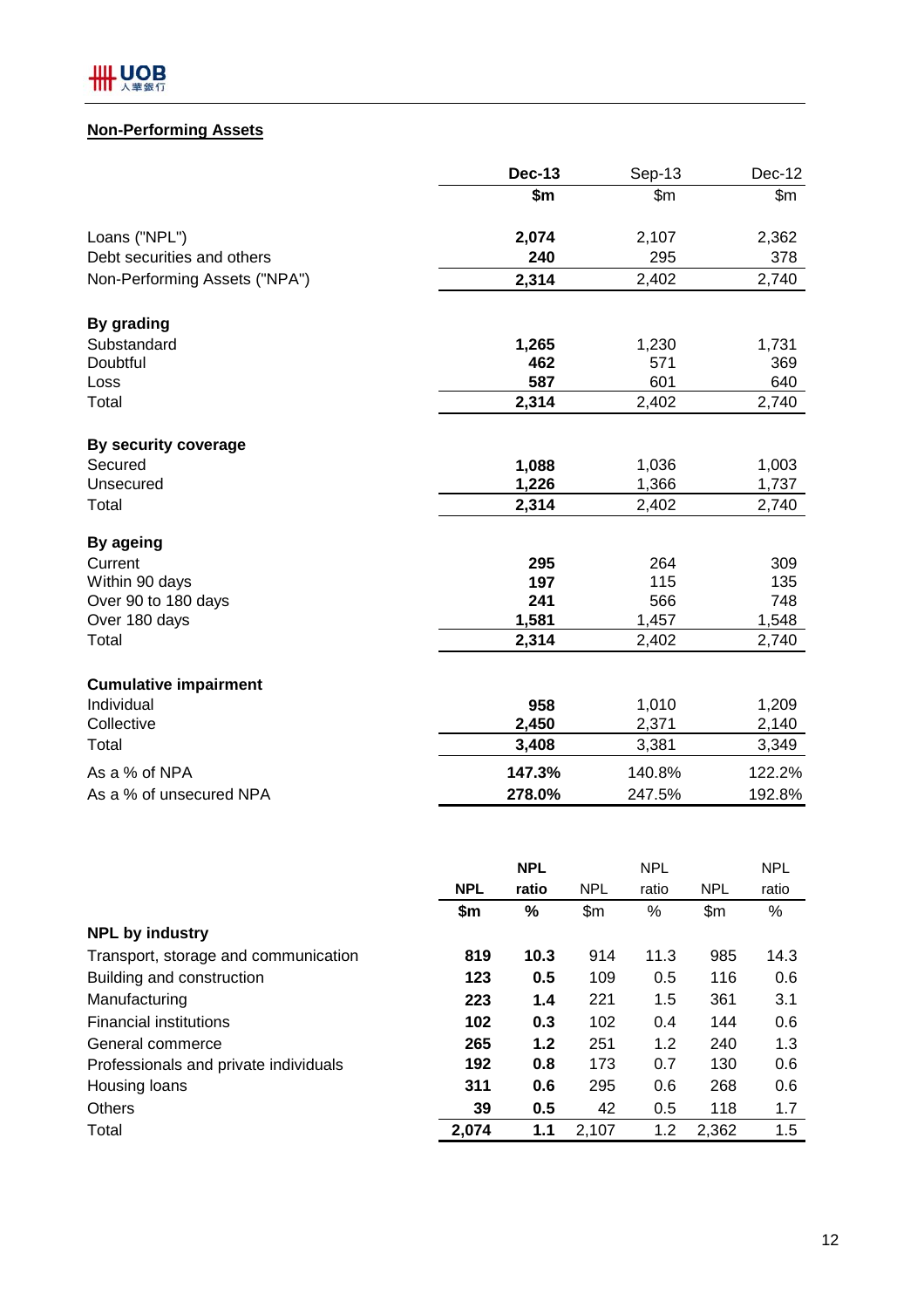## Non-Performing Assets

| | Dec-13 | Sep-13 | Dec-12 |
|---|---|---|---|
| | $m | $m | $m |
| Loans ("NPL") | **2,074** | 2,107 | 2,362 |
| Debt securities and others | **240** | 295 | 378 |
| Non-Performing Assets ("NPA") | **2,314** | 2,402 | 2,740 |
| **By grading** | | | |
| Substandard | **1,265** | 1,230 | 1,731 |
| Doubtful | **462** | 571 | 369 |
| Loss | **587** | 601 | 640 |
| Total | **2,314** | 2,402 | 2,740 |
| **By security coverage** | | | |
| Secured | **1,088** | 1,036 | 1,003 |
| Unsecured | **1,226** | 1,366 | 1,737 |
| Total | **2,314** | 2,402 | 2,740 |
| **By ageing** | | | |
| Current | **295** | 264 | 309 |
| Within 90 days | **197** | 115 | 135 |
| Over 90 to 180 days | **241** | 566 | 748 |
| Over 180 days | **1,581** | 1,457 | 1,548 |
| Total | **2,314** | 2,402 | 2,740 |
| **Cumulative impairment** | | | |
| Individual | **958** | 1,010 | 1,209 |
| Collective | **2,450** | 2,371 | 2,140 |
| Total | **3,408** | 3,381 | 3,349 |
| As a % of NPA | **147.3%** | 140.8% | 122.2% |
| As a % of unsecured NPA | **278.0%** | 247.5% | 192.8% |

| | NPL | NPL ratio | NPL | NPL ratio | NPL | NPL ratio |
|---|---|---|---|---|---|---|
| | $m | % | $m | % | $m | % |
| **NPL by industry** | | | | | | |
| Transport, storage and communication | **819** | **10.3** | 914 | 11.3 | 985 | 14.3 |
| Building and construction | **123** | **0.5** | 109 | 0.5 | 116 | 0.6 |
| Manufacturing | **223** | **1.4** | 221 | 1.5 | 361 | 3.1 |
| Financial institutions | **102** | **0.3** | 102 | 0.4 | 144 | 0.6 |
| General commerce | **265** | **1.2** | 251 | 1.2 | 240 | 1.3 |
| Professionals and private individuals | **192** | **0.8** | 173 | 0.7 | 130 | 0.6 |
| Housing loans | **311** | **0.6** | 295 | 0.6 | 268 | 0.6 |
| Others | **39** | **0.5** | 42 | 0.5 | 118 | 1.7 |
| Total | **2,074** | **1.1** | 2,107 | 1.2 | 2,362 | 1.5 |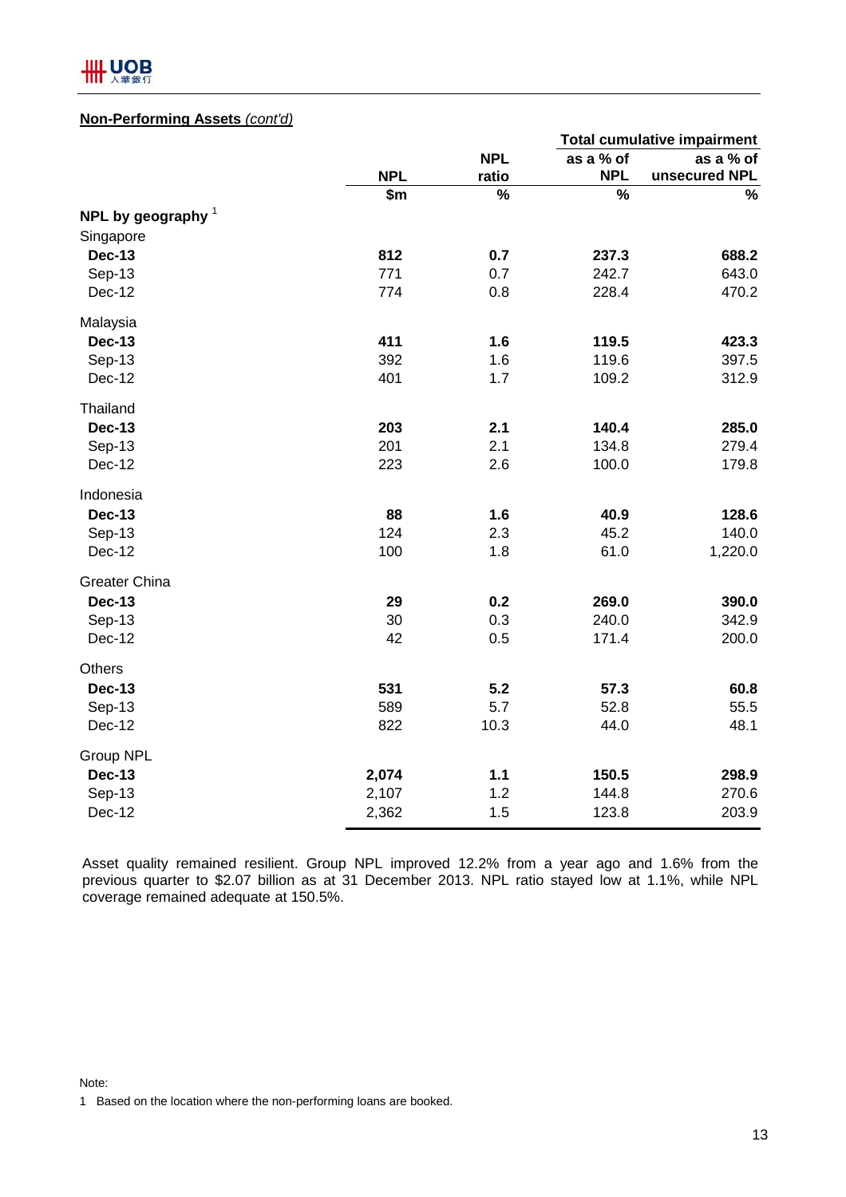**Non-Performing Assets** *(cont'd)*

| | NPL | NPL ratio | Total cumulative impairment as a % of NPL | Total cumulative impairment as a % of unsecured NPL |
|---|---|---|---|---|
| | $m | % | % | % |
| **NPL by geography** [1] | | | | |
| Singapore | | | | |
| **Dec-13** | **812** | **0.7** | **237.3** | **688.2** |
| Sep-13 | 771 | 0.7 | 242.7 | 643.0 |
| Dec-12 | 774 | 0.8 | 228.4 | 470.2 |
| Malaysia | | | | |
| **Dec-13** | **411** | **1.6** | **119.5** | **423.3** |
| Sep-13 | 392 | 1.6 | 119.6 | 397.5 |
| Dec-12 | 401 | 1.7 | 109.2 | 312.9 |
| Thailand | | | | |
| **Dec-13** | **203** | **2.1** | **140.4** | **285.0** |
| Sep-13 | 201 | 2.1 | 134.8 | 279.4 |
| Dec-12 | 223 | 2.6 | 100.0 | 179.8 |
| Indonesia | | | | |
| **Dec-13** | **88** | **1.6** | **40.9** | **128.6** |
| Sep-13 | 124 | 2.3 | 45.2 | 140.0 |
| Dec-12 | 100 | 1.8 | 61.0 | 1,220.0 |
| Greater China | | | | |
| **Dec-13** | **29** | **0.2** | **269.0** | **390.0** |
| Sep-13 | 30 | 0.3 | 240.0 | 342.9 |
| Dec-12 | 42 | 0.5 | 171.4 | 200.0 |
| Others | | | | |
| **Dec-13** | **531** | **5.2** | **57.3** | **60.8** |
| Sep-13 | 589 | 5.7 | 52.8 | 55.5 |
| Dec-12 | 822 | 10.3 | 44.0 | 48.1 |
| Group NPL | | | | |
| **Dec-13** | **2,074** | **1.1** | **150.5** | **298.9** |
| Sep-13 | 2,107 | 1.2 | 144.8 | 270.6 |
| Dec-12 | 2,362 | 1.5 | 123.8 | 203.9 |

Asset quality remained resilient. Group NPL improved 12.2% from a year ago and 1.6% from the previous quarter to $2.07 billion as at 31 December 2013. NPL ratio stayed low at 1.1%, while NPL coverage remained adequate at 150.5%.

Note:

1 Based on the location where the non-performing loans are booked.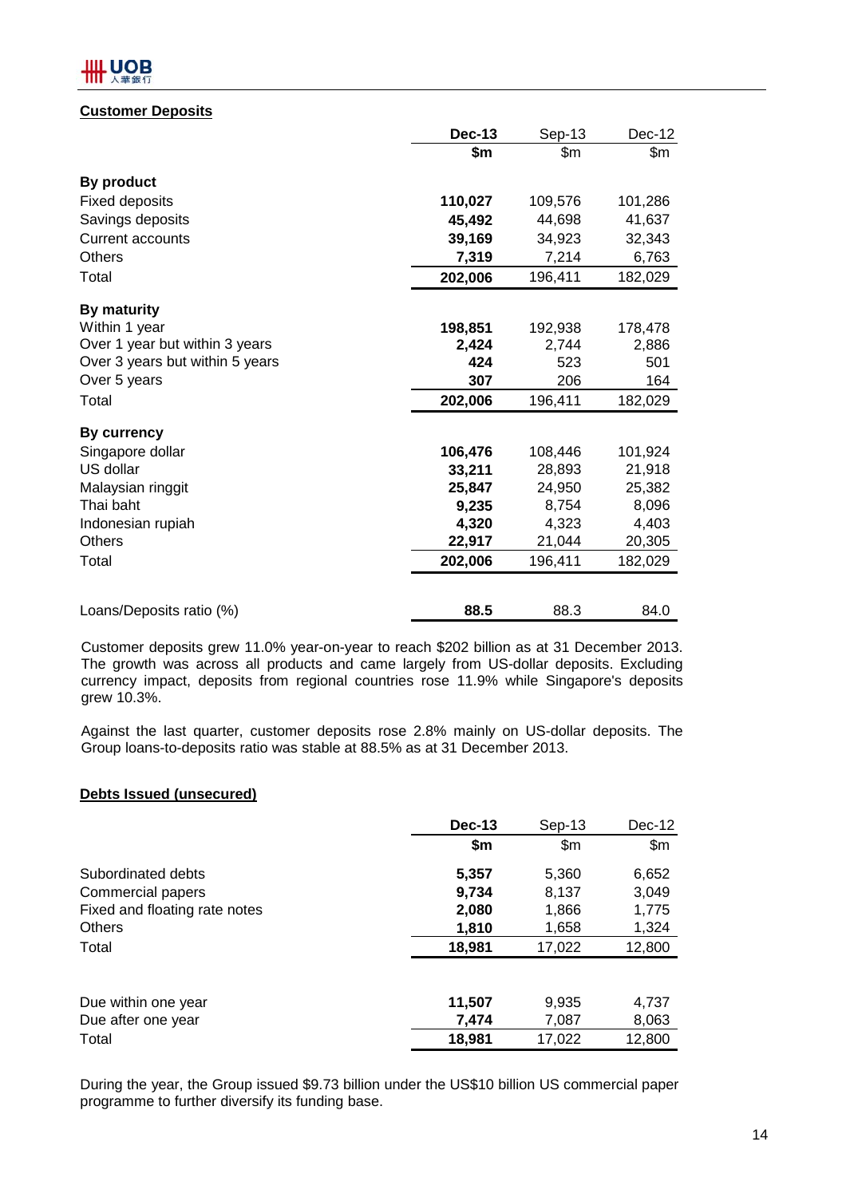## Customer Deposits

| | Dec-13 | Sep-13 | Dec-12 |
|---|---|---|---|
| | $m | $m | $m |
| **By product** | | | |
| Fixed deposits | **110,027** | 109,576 | 101,286 |
| Savings deposits | **45,492** | 44,698 | 41,637 |
| Current accounts | **39,169** | 34,923 | 32,343 |
| Others | **7,319** | 7,214 | 6,763 |
| Total | **202,006** | 196,411 | 182,029 |
| **By maturity** | | | |
| Within 1 year | **198,851** | 192,938 | 178,478 |
| Over 1 year but within 3 years | **2,424** | 2,744 | 2,886 |
| Over 3 years but within 5 years | **424** | 523 | 501 |
| Over 5 years | **307** | 206 | 164 |
| Total | **202,006** | 196,411 | 182,029 |
| **By currency** | | | |
| Singapore dollar | **106,476** | 108,446 | 101,924 |
| US dollar | **33,211** | 28,893 | 21,918 |
| Malaysian ringgit | **25,847** | 24,950 | 25,382 |
| Thai baht | **9,235** | 8,754 | 8,096 |
| Indonesian rupiah | **4,320** | 4,323 | 4,403 |
| Others | **22,917** | 21,044 | 20,305 |
| Total | **202,006** | 196,411 | 182,029 |
| | | | |
| Loans/Deposits ratio (%) | **88.5** | 88.3 | 84.0 |

Customer deposits grew 11.0% year-on-year to reach $202 billion as at 31 December 2013. The growth was across all products and came largely from US-dollar deposits. Excluding currency impact, deposits from regional countries rose 11.9% while Singapore's deposits grew 10.3%.

Against the last quarter, customer deposits rose 2.8% mainly on US-dollar deposits. The Group loans-to-deposits ratio was stable at 88.5% as at 31 December 2013.

## Debts Issued (unsecured)

| | Dec-13 | Sep-13 | Dec-12 |
|---|---|---|---|
| | $m | $m | $m |
| Subordinated debts | **5,357** | 5,360 | 6,652 |
| Commercial papers | **9,734** | 8,137 | 3,049 |
| Fixed and floating rate notes | **2,080** | 1,866 | 1,775 |
| Others | **1,810** | 1,658 | 1,324 |
| Total | **18,981** | 17,022 | 12,800 |
| | | | |
| Due within one year | **11,507** | 9,935 | 4,737 |
| Due after one year | **7,474** | 7,087 | 8,063 |
| Total | **18,981** | 17,022 | 12,800 |

During the year, the Group issued $9.73 billion under the US$10 billion US commercial paper programme to further diversify its funding base.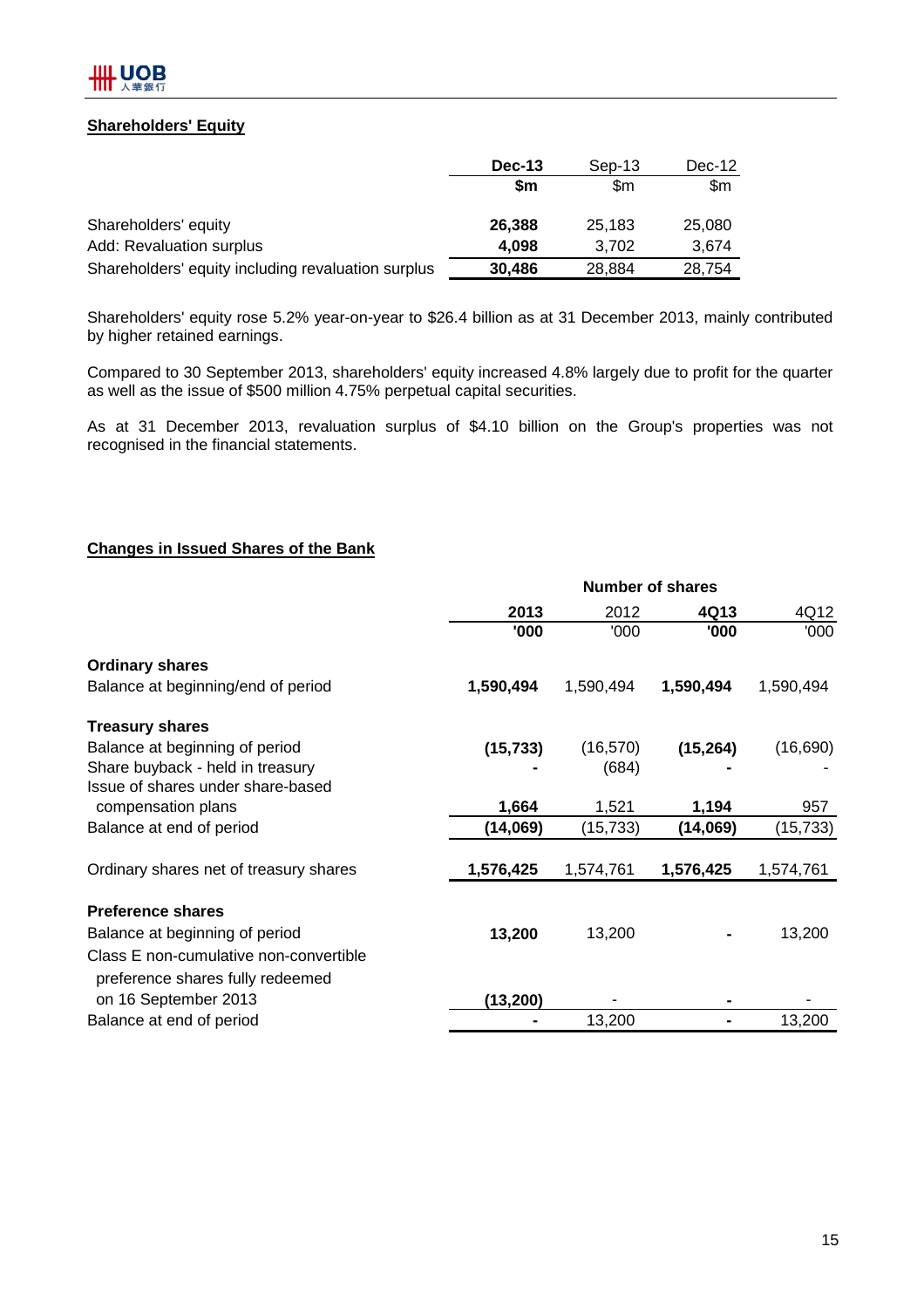## Shareholders' Equity

| | Dec-13 | Sep-13 | Dec-12 |
|---|---|---|---|
| | $m | $m | $m |
| Shareholders' equity | **26,388** | 25,183 | 25,080 |
| Add: Revaluation surplus | **4,098** | 3,702 | 3,674 |
| Shareholders' equity including revaluation surplus | **30,486** | 28,884 | 28,754 |

Shareholders' equity rose 5.2% year-on-year to $26.4 billion as at 31 December 2013, mainly contributed by higher retained earnings.

Compared to 30 September 2013, shareholders' equity increased 4.8% largely due to profit for the quarter as well as the issue of $500 million 4.75% perpetual capital securities.

As at 31 December 2013, revaluation surplus of $4.10 billion on the Group's properties was not recognised in the financial statements.

## Changes in Issued Shares of the Bank

| | Number of shares | | | |
|---|---|---|---|---|
| | **2013** | 2012 | **4Q13** | 4Q12 |
| | **'000** | '000 | **'000** | '000 |
| **Ordinary shares** | | | | |
| Balance at beginning/end of period | **1,590,494** | 1,590,494 | **1,590,494** | 1,590,494 |
| **Treasury shares** | | | | |
| Balance at beginning of period | **(15,733)** | (16,570) | **(15,264)** | (16,690) |
| Share buyback - held in treasury | **-** | (684) | **-** | - |
| Issue of shares under share-based compensation plans | **1,664** | 1,521 | **1,194** | 957 |
| Balance at end of period | **(14,069)** | (15,733) | **(14,069)** | (15,733) |
| Ordinary shares net of treasury shares | **1,576,425** | 1,574,761 | **1,576,425** | 1,574,761 |
| **Preference shares** | | | | |
| Balance at beginning of period | **13,200** | 13,200 | **-** | 13,200 |
| Class E non-cumulative non-convertible preference shares fully redeemed on 16 September 2013 | **(13,200)** | - | **-** | - |
| Balance at end of period | **-** | 13,200 | **-** | 13,200 |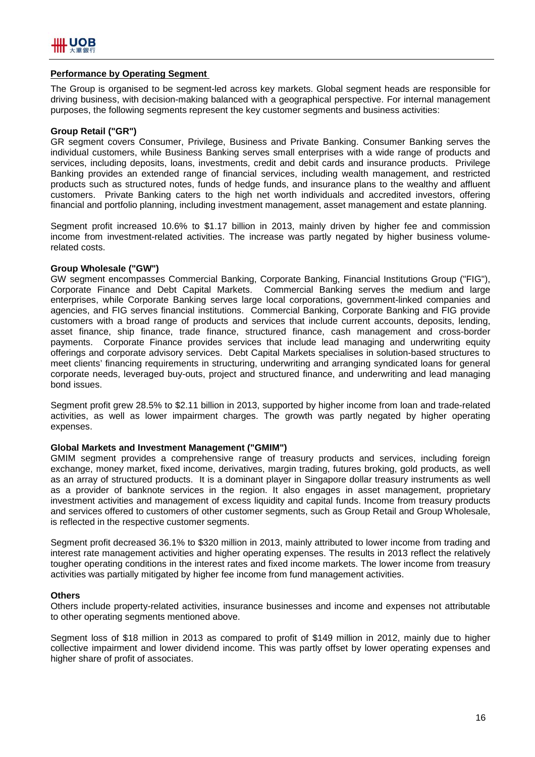## Performance by Operating Segment

The Group is organised to be segment-led across key markets. Global segment heads are responsible for driving business, with decision-making balanced with a geographical perspective. For internal management purposes, the following segments represent the key customer segments and business activities:

### Group Retail ("GR")

GR segment covers Consumer, Privilege, Business and Private Banking. Consumer Banking serves the individual customers, while Business Banking serves small enterprises with a wide range of products and services, including deposits, loans, investments, credit and debit cards and insurance products. Privilege Banking provides an extended range of financial services, including wealth management, and restricted products such as structured notes, funds of hedge funds, and insurance plans to the wealthy and affluent customers. Private Banking caters to the high net worth individuals and accredited investors, offering financial and portfolio planning, including investment management, asset management and estate planning.

Segment profit increased 10.6% to $1.17 billion in 2013, mainly driven by higher fee and commission income from investment-related activities. The increase was partly negated by higher business volume-related costs.

### Group Wholesale ("GW")

GW segment encompasses Commercial Banking, Corporate Banking, Financial Institutions Group ("FIG"), Corporate Finance and Debt Capital Markets. Commercial Banking serves the medium and large enterprises, while Corporate Banking serves large local corporations, government-linked companies and agencies, and FIG serves financial institutions. Commercial Banking, Corporate Banking and FIG provide customers with a broad range of products and services that include current accounts, deposits, lending, asset finance, ship finance, trade finance, structured finance, cash management and cross-border payments. Corporate Finance provides services that include lead managing and underwriting equity offerings and corporate advisory services. Debt Capital Markets specialises in solution-based structures to meet clients' financing requirements in structuring, underwriting and arranging syndicated loans for general corporate needs, leveraged buy-outs, project and structured finance, and underwriting and lead managing bond issues.

Segment profit grew 28.5% to $2.11 billion in 2013, supported by higher income from loan and trade-related activities, as well as lower impairment charges. The growth was partly negated by higher operating expenses.

### Global Markets and Investment Management ("GMIM")

GMIM segment provides a comprehensive range of treasury products and services, including foreign exchange, money market, fixed income, derivatives, margin trading, futures broking, gold products, as well as an array of structured products. It is a dominant player in Singapore dollar treasury instruments as well as a provider of banknote services in the region. It also engages in asset management, proprietary investment activities and management of excess liquidity and capital funds. Income from treasury products and services offered to customers of other customer segments, such as Group Retail and Group Wholesale, is reflected in the respective customer segments.

Segment profit decreased 36.1% to $320 million in 2013, mainly attributed to lower income from trading and interest rate management activities and higher operating expenses. The results in 2013 reflect the relatively tougher operating conditions in the interest rates and fixed income markets. The lower income from treasury activities was partially mitigated by higher fee income from fund management activities.

### Others

Others include property-related activities, insurance businesses and income and expenses not attributable to other operating segments mentioned above.

Segment loss of $18 million in 2013 as compared to profit of $149 million in 2012, mainly due to higher collective impairment and lower dividend income. This was partly offset by lower operating expenses and higher share of profit of associates.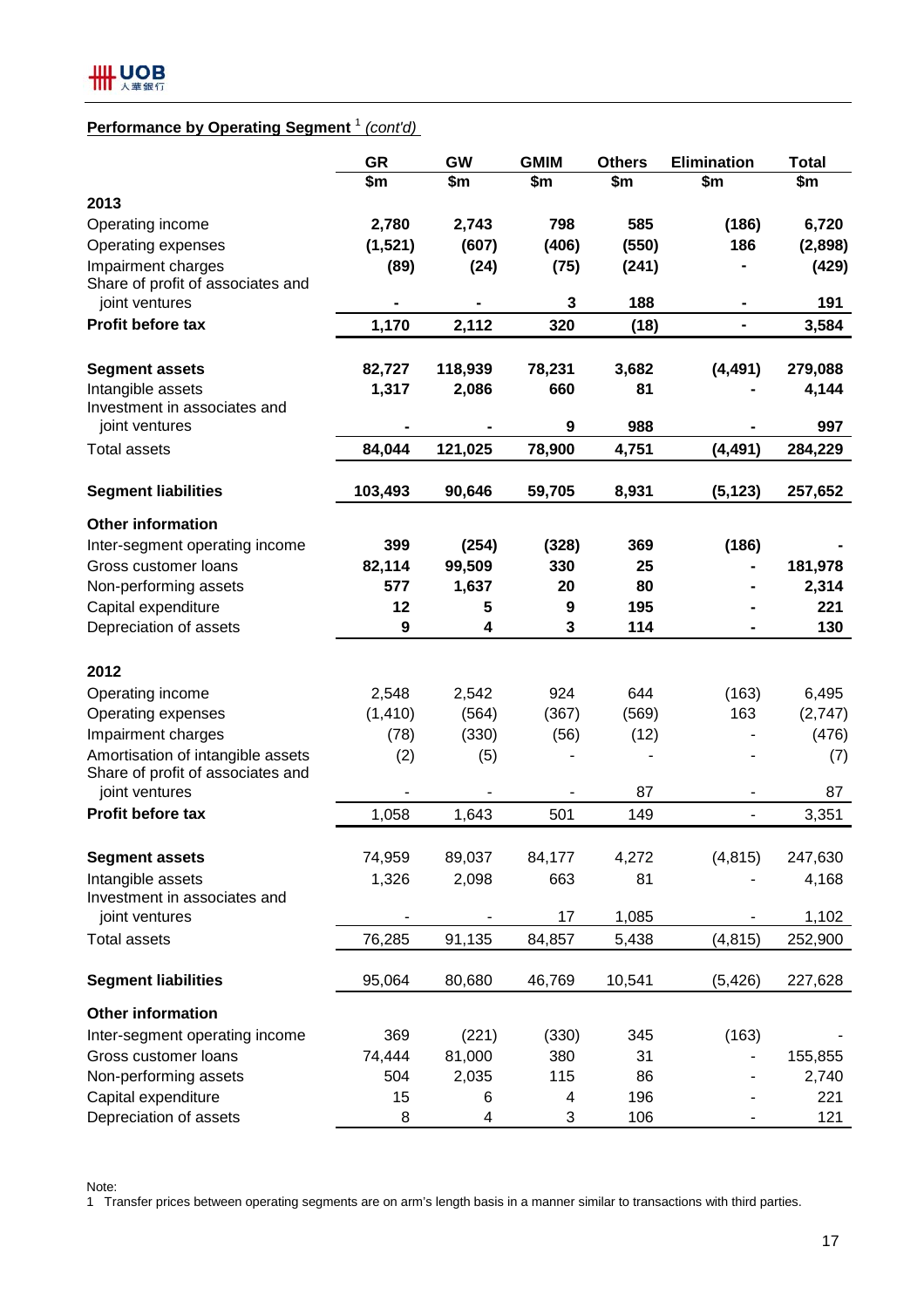**Performance by Operating Segment** [1] *(cont'd)*

| | GR | GW | GMIM | Others | Elimination | Total |
|---|---|---|---|---|---|---|
| | $m | $m | $m | $m | $m | $m |
| **2013** | | | | | | |
| Operating income | **2,780** | **2,743** | **798** | **585** | **(186)** | **6,720** |
| Operating expenses | **(1,521)** | **(607)** | **(406)** | **(550)** | **186** | **(2,898)** |
| Impairment charges | **(89)** | **(24)** | **(75)** | **(241)** | **-** | **(429)** |
| Share of profit of associates and joint ventures | **-** | **-** | **3** | **188** | **-** | **191** |
| **Profit before tax** | **1,170** | **2,112** | **320** | **(18)** | **-** | **3,584** |
| | | | | | | |
| **Segment assets** | **82,727** | **118,939** | **78,231** | **3,682** | **(4,491)** | **279,088** |
| Intangible assets | **1,317** | **2,086** | **660** | **81** | **-** | **4,144** |
| Investment in associates and joint ventures | **-** | **-** | **9** | **988** | **-** | **997** |
| Total assets | **84,044** | **121,025** | **78,900** | **4,751** | **(4,491)** | **284,229** |
| | | | | | | |
| **Segment liabilities** | **103,493** | **90,646** | **59,705** | **8,931** | **(5,123)** | **257,652** |
| | | | | | | |
| **Other information** | | | | | | |
| Inter-segment operating income | **399** | **(254)** | **(328)** | **369** | **(186)** | **-** |
| Gross customer loans | **82,114** | **99,509** | **330** | **25** | **-** | **181,978** |
| Non-performing assets | **577** | **1,637** | **20** | **80** | **-** | **2,314** |
| Capital expenditure | **12** | **5** | **9** | **195** | **-** | **221** |
| Depreciation of assets | **9** | **4** | **3** | **114** | **-** | **130** |
| | | | | | | |
| **2012** | | | | | | |
| Operating income | 2,548 | 2,542 | 924 | 644 | (163) | 6,495 |
| Operating expenses | (1,410) | (564) | (367) | (569) | 163 | (2,747) |
| Impairment charges | (78) | (330) | (56) | (12) | - | (476) |
| Amortisation of intangible assets | (2) | (5) | - | - | - | (7) |
| Share of profit of associates and joint ventures | - | - | - | 87 | - | 87 |
| **Profit before tax** | 1,058 | 1,643 | 501 | 149 | - | 3,351 |
| | | | | | | |
| **Segment assets** | 74,959 | 89,037 | 84,177 | 4,272 | (4,815) | 247,630 |
| Intangible assets | 1,326 | 2,098 | 663 | 81 | - | 4,168 |
| Investment in associates and joint ventures | - | - | 17 | 1,085 | - | 1,102 |
| Total assets | 76,285 | 91,135 | 84,857 | 5,438 | (4,815) | 252,900 |
| | | | | | | |
| **Segment liabilities** | 95,064 | 80,680 | 46,769 | 10,541 | (5,426) | 227,628 |
| | | | | | | |
| **Other information** | | | | | | |
| Inter-segment operating income | 369 | (221) | (330) | 345 | (163) | - |
| Gross customer loans | 74,444 | 81,000 | 380 | 31 | - | 155,855 |
| Non-performing assets | 504 | 2,035 | 115 | 86 | - | 2,740 |
| Capital expenditure | 15 | 6 | 4 | 196 | - | 221 |
| Depreciation of assets | 8 | 4 | 3 | 106 | - | 121 |

Note:
1 Transfer prices between operating segments are on arm's length basis in a manner similar to transactions with third parties.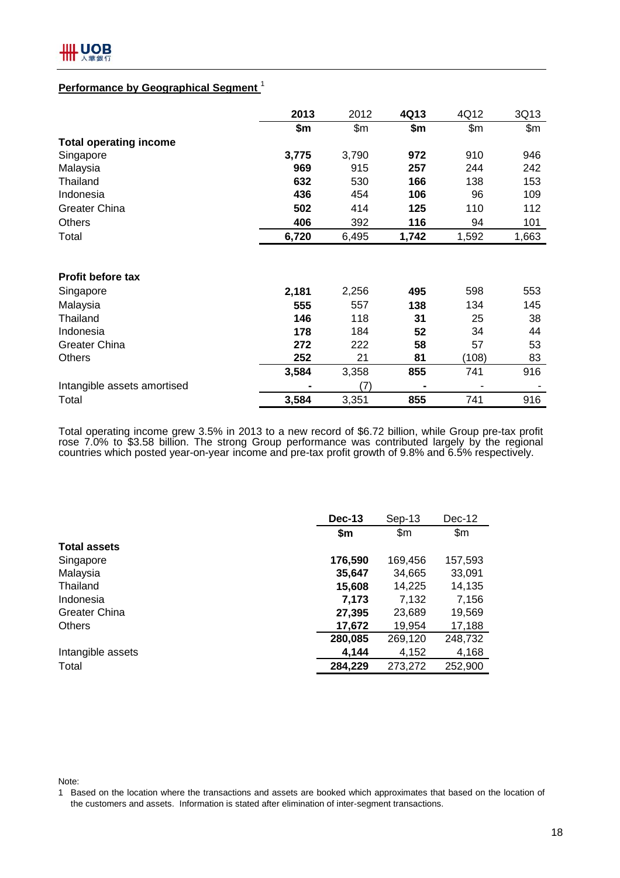## Performance by Geographical Segment [1]

| | 2013 | 2012 | 4Q13 | 4Q12 | 3Q13 |
|---|---|---|---|---|---|
| | **$m** | $m | **$m** | $m | $m |
| **Total operating income** | | | | | |
| Singapore | **3,775** | 3,790 | **972** | 910 | 946 |
| Malaysia | **969** | 915 | **257** | 244 | 242 |
| Thailand | **632** | 530 | **166** | 138 | 153 |
| Indonesia | **436** | 454 | **106** | 96 | 109 |
| Greater China | **502** | 414 | **125** | 110 | 112 |
| Others | **406** | 392 | **116** | 94 | 101 |
| Total | **6,720** | 6,495 | **1,742** | 1,592 | 1,663 |
| | | | | | |
| **Profit before tax** | | | | | |
| Singapore | **2,181** | 2,256 | **495** | 598 | 553 |
| Malaysia | **555** | 557 | **138** | 134 | 145 |
| Thailand | **146** | 118 | **31** | 25 | 38 |
| Indonesia | **178** | 184 | **52** | 34 | 44 |
| Greater China | **272** | 222 | **58** | 57 | 53 |
| Others | **252** | 21 | **81** | (108) | 83 |
| | **3,584** | 3,358 | **855** | 741 | 916 |
| Intangible assets amortised | **-** | (7) | **-** | - | - |
| Total | **3,584** | 3,351 | **855** | 741 | 916 |

Total operating income grew 3.5% in 2013 to a new record of $6.72 billion, while Group pre-tax profit rose 7.0% to $3.58 billion. The strong Group performance was contributed largely by the regional countries which posted year-on-year income and pre-tax profit growth of 9.8% and 6.5% respectively.

| | Dec-13 | Sep-13 | Dec-12 |
|---|---|---|---|
| | **$m** | $m | $m |
| **Total assets** | | | |
| Singapore | **176,590** | 169,456 | 157,593 |
| Malaysia | **35,647** | 34,665 | 33,091 |
| Thailand | **15,608** | 14,225 | 14,135 |
| Indonesia | **7,173** | 7,132 | 7,156 |
| Greater China | **27,395** | 23,689 | 19,569 |
| Others | **17,672** | 19,954 | 17,188 |
| | **280,085** | 269,120 | 248,732 |
| Intangible assets | **4,144** | 4,152 | 4,168 |
| Total | **284,229** | 273,272 | 252,900 |

Note:

1 Based on the location where the transactions and assets are booked which approximates that based on the location of the customers and assets. Information is stated after elimination of inter-segment transactions.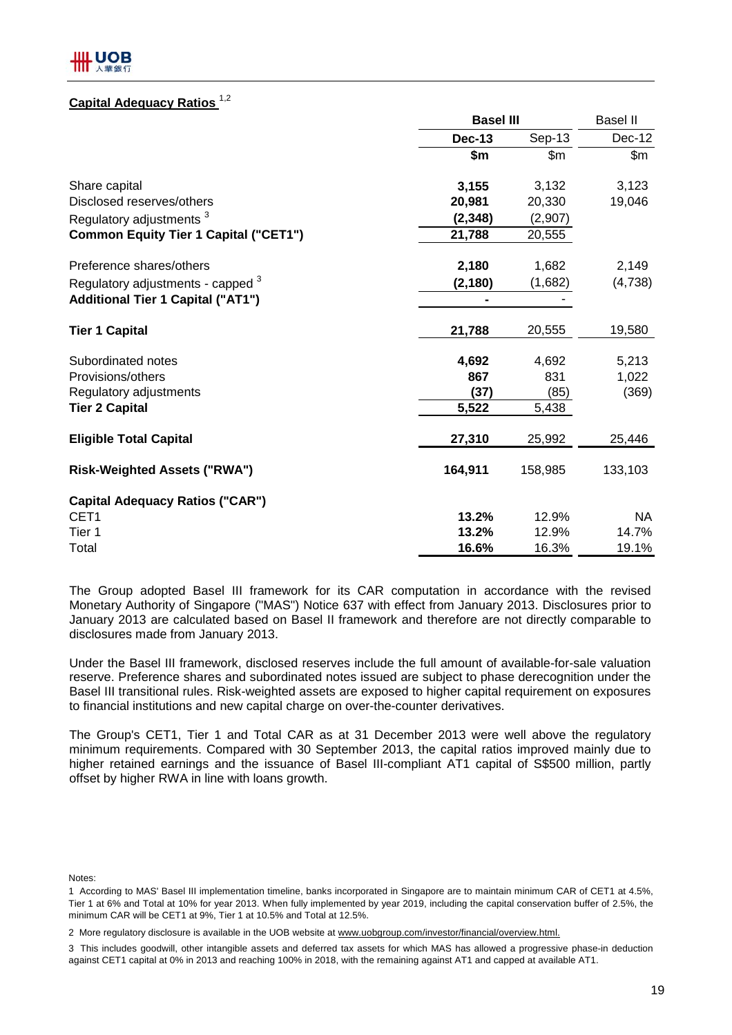## Capital Adequacy Ratios [1,2]

| | Basel III | | Basel II |
|---|---|---|---|
| | **Dec-13** | Sep-13 | Dec-12 |
| | **$m** | $m | $m |
| Share capital | **3,155** | 3,132 | 3,123 |
| Disclosed reserves/others | **20,981** | 20,330 | 19,046 |
| Regulatory adjustments [3] | **(2,348)** | (2,907) | |
| **Common Equity Tier 1 Capital ("CET1")** | **21,788** | 20,555 | |
| Preference shares/others | **2,180** | 1,682 | 2,149 |
| Regulatory adjustments - capped [3] | **(2,180)** | (1,682) | (4,738) |
| **Additional Tier 1 Capital ("AT1")** | **-** | - | |
| **Tier 1 Capital** | **21,788** | 20,555 | 19,580 |
| Subordinated notes | **4,692** | 4,692 | 5,213 |
| Provisions/others | **867** | 831 | 1,022 |
| Regulatory adjustments | **(37)** | (85) | (369) |
| **Tier 2 Capital** | **5,522** | 5,438 | |
| **Eligible Total Capital** | **27,310** | 25,992 | 25,446 |
| **Risk-Weighted Assets ("RWA")** | **164,911** | 158,985 | 133,103 |
| **Capital Adequacy Ratios ("CAR")** | | | |
| CET1 | **13.2%** | 12.9% | NA |
| Tier 1 | **13.2%** | 12.9% | 14.7% |
| Total | **16.6%** | 16.3% | 19.1% |

The Group adopted Basel III framework for its CAR computation in accordance with the revised Monetary Authority of Singapore ("MAS") Notice 637 with effect from January 2013. Disclosures prior to January 2013 are calculated based on Basel II framework and therefore are not directly comparable to disclosures made from January 2013.

Under the Basel III framework, disclosed reserves include the full amount of available-for-sale valuation reserve. Preference shares and subordinated notes issued are subject to phase derecognition under the Basel III transitional rules. Risk-weighted assets are exposed to higher capital requirement on exposures to financial institutions and new capital charge on over-the-counter derivatives.

The Group's CET1, Tier 1 and Total CAR as at 31 December 2013 were well above the regulatory minimum requirements. Compared with 30 September 2013, the capital ratios improved mainly due to higher retained earnings and the issuance of Basel III-compliant AT1 capital of S$500 million, partly offset by higher RWA in line with loans growth.

Notes:

1 According to MAS' Basel III implementation timeline, banks incorporated in Singapore are to maintain minimum CAR of CET1 at 4.5%, Tier 1 at 6% and Total at 10% for year 2013. When fully implemented by year 2019, including the capital conservation buffer of 2.5%, the minimum CAR will be CET1 at 9%, Tier 1 at 10.5% and Total at 12.5%.

2 More regulatory disclosure is available in the UOB website at www.uobgroup.com/investor/financial/overview.html.

3 This includes goodwill, other intangible assets and deferred tax assets for which MAS has allowed a progressive phase-in deduction against CET1 capital at 0% in 2013 and reaching 100% in 2018, with the remaining against AT1 and capped at available AT1.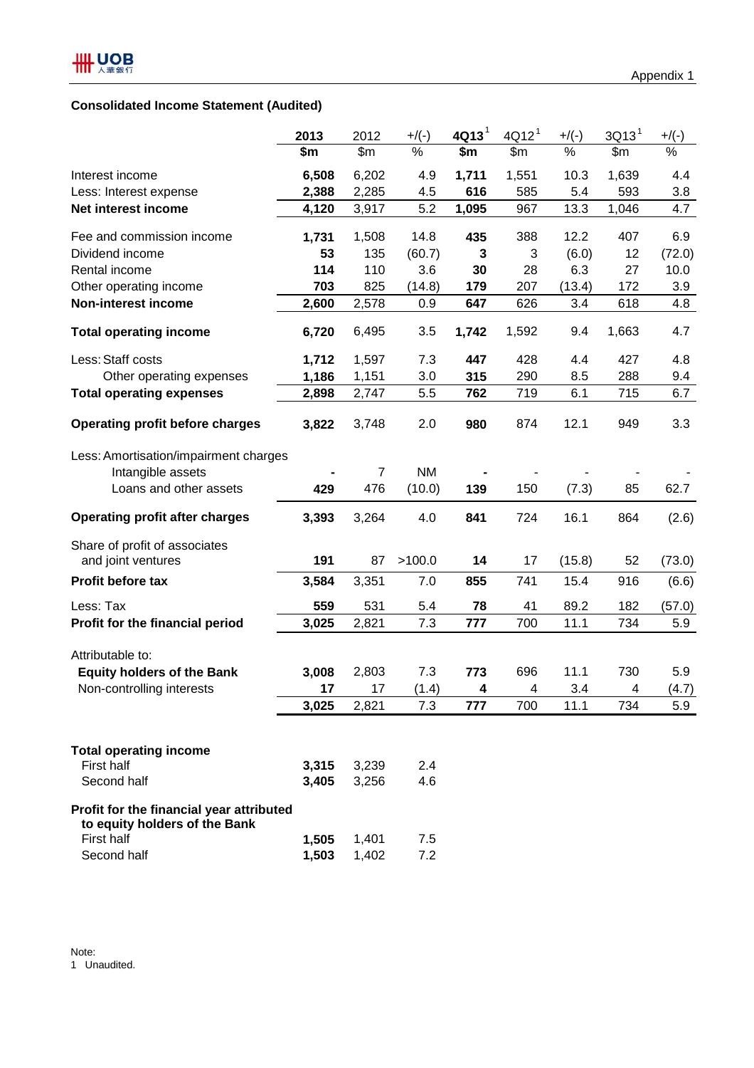Appendix 1

## Consolidated Income Statement (Audited)

| | 2013 | 2012 | +/(-) | 4Q13[1] | 4Q12[1] | +/(-) | 3Q13[1] | +/(-) |
|---|---|---|---|---|---|---|---|---|
| | **$m** | $m | % | **$m** | $m | % | $m | % |
| Interest income | **6,508** | 6,202 | 4.9 | **1,711** | 1,551 | 10.3 | 1,639 | 4.4 |
| Less: Interest expense | **2,388** | 2,285 | 4.5 | **616** | 585 | 5.4 | 593 | 3.8 |
| **Net interest income** | **4,120** | 3,917 | 5.2 | **1,095** | 967 | 13.3 | 1,046 | 4.7 |
| Fee and commission income | **1,731** | 1,508 | 14.8 | **435** | 388 | 12.2 | 407 | 6.9 |
| Dividend income | **53** | 135 | (60.7) | **3** | 3 | (6.0) | 12 | (72.0) |
| Rental income | **114** | 110 | 3.6 | **30** | 28 | 6.3 | 27 | 10.0 |
| Other operating income | **703** | 825 | (14.8) | **179** | 207 | (13.4) | 172 | 3.9 |
| **Non-interest income** | **2,600** | 2,578 | 0.9 | **647** | 626 | 3.4 | 618 | 4.8 |
| **Total operating income** | **6,720** | 6,495 | 3.5 | **1,742** | 1,592 | 9.4 | 1,663 | 4.7 |
| Less: Staff costs | **1,712** | 1,597 | 7.3 | **447** | 428 | 4.4 | 427 | 4.8 |
| Other operating expenses | **1,186** | 1,151 | 3.0 | **315** | 290 | 8.5 | 288 | 9.4 |
| **Total operating expenses** | **2,898** | 2,747 | 5.5 | **762** | 719 | 6.1 | 715 | 6.7 |
| **Operating profit before charges** | **3,822** | 3,748 | 2.0 | **980** | 874 | 12.1 | 949 | 3.3 |
| Less: Amortisation/impairment charges | | | | | | | | |
| Intangible assets | **-** | 7 | NM | **-** | - | - | - | - |
| Loans and other assets | **429** | 476 | (10.0) | **139** | 150 | (7.3) | 85 | 62.7 |
| **Operating profit after charges** | **3,393** | 3,264 | 4.0 | **841** | 724 | 16.1 | 864 | (2.6) |
| Share of profit of associates and joint ventures | **191** | 87 | >100.0 | **14** | 17 | (15.8) | 52 | (73.0) |
| **Profit before tax** | **3,584** | 3,351 | 7.0 | **855** | 741 | 15.4 | 916 | (6.6) |
| Less: Tax | **559** | 531 | 5.4 | **78** | 41 | 89.2 | 182 | (57.0) |
| **Profit for the financial period** | **3,025** | 2,821 | 7.3 | **777** | 700 | 11.1 | 734 | 5.9 |
| Attributable to: | | | | | | | | |
| **Equity holders of the Bank** | **3,008** | 2,803 | 7.3 | **773** | 696 | 11.1 | 730 | 5.9 |
| Non-controlling interests | **17** | 17 | (1.4) | **4** | 4 | 3.4 | 4 | (4.7) |
| | **3,025** | 2,821 | 7.3 | **777** | 700 | 11.1 | 734 | 5.9 |

| | 2013 | 2012 | +/(-) |
|---|---|---|---|
| **Total operating income** | | | |
| First half | **3,315** | 3,239 | 2.4 |
| Second half | **3,405** | 3,256 | 4.6 |
| **Profit for the financial year attributed to equity holders of the Bank** | | | |
| First half | **1,505** | 1,401 | 7.5 |
| Second half | **1,503** | 1,402 | 7.2 |

Note:
1 Unaudited.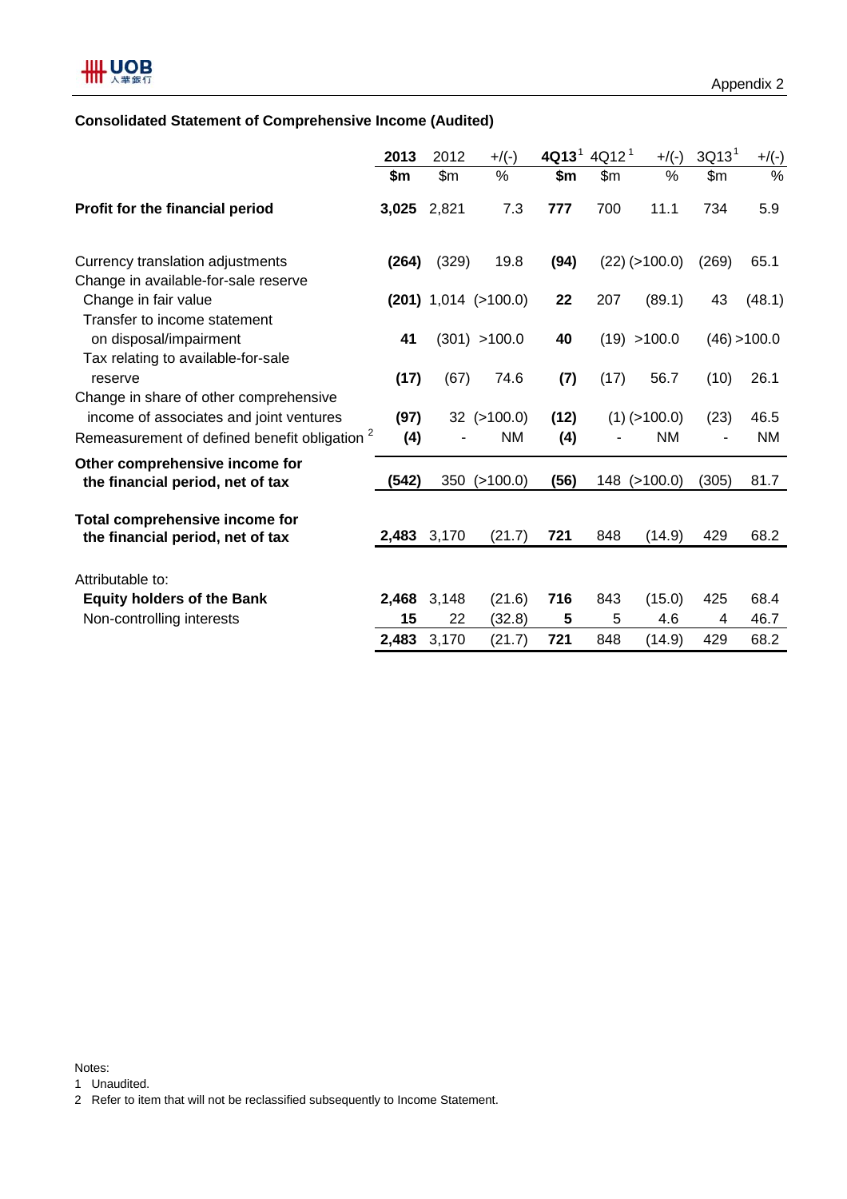Appendix 2

## Consolidated Statement of Comprehensive Income (Audited)

| | 2013 | 2012 | +/(-) | 4Q13[1] | 4Q12[1] | +/(-) | 3Q13[1] | +/(-) |
|---|---|---|---|---|---|---|---|---|
| | **$m** | $m | % | **$m** | $m | % | $m | % |
| **Profit for the financial period** | **3,025** | 2,821 | 7.3 | **777** | 700 | 11.1 | 734 | 5.9 |
| Currency translation adjustments | **(264)** | (329) | 19.8 | **(94)** | (22) | (>100.0) | (269) | 65.1 |
| Change in available-for-sale reserve | | | | | | | | |
| Change in fair value | **(201)** | 1,014 | (>100.0) | **22** | 207 | (89.1) | 43 | (48.1) |
| Transfer to income statement on disposal/impairment | **41** | (301) | >100.0 | **40** | (19) | >100.0 | (46) | >100.0 |
| Tax relating to available-for-sale reserve | **(17)** | (67) | 74.6 | **(7)** | (17) | 56.7 | (10) | 26.1 |
| Change in share of other comprehensive income of associates and joint ventures | **(97)** | 32 | (>100.0) | **(12)** | (1) | (>100.0) | (23) | 46.5 |
| Remeasurement of defined benefit obligation [2] | **(4)** | - | NM | **(4)** | - | NM | - | NM |
| **Other comprehensive income for the financial period, net of tax** | **(542)** | 350 | (>100.0) | **(56)** | 148 | (>100.0) | (305) | 81.7 |
| **Total comprehensive income for the financial period, net of tax** | **2,483** | 3,170 | (21.7) | **721** | 848 | (14.9) | 429 | 68.2 |
| Attributable to: | | | | | | | | |
| **Equity holders of the Bank** | **2,468** | 3,148 | (21.6) | **716** | 843 | (15.0) | 425 | 68.4 |
| Non-controlling interests | **15** | 22 | (32.8) | **5** | 5 | 4.6 | 4 | 46.7 |
| | **2,483** | 3,170 | (21.7) | **721** | 848 | (14.9) | 429 | 68.2 |

Notes:

1 Unaudited.

2 Refer to item that will not be reclassified subsequently to Income Statement.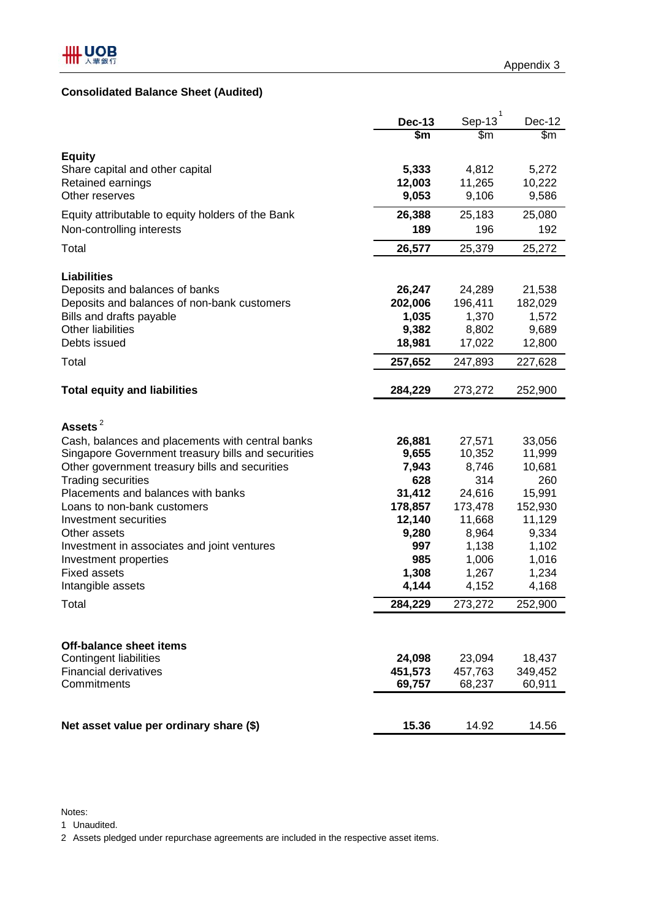Appendix 3

## Consolidated Balance Sheet (Audited)

| | Dec-13 | Sep-13[1] | Dec-12 |
|---|---|---|---|
| | $m | $m | $m |
| **Equity** | | | |
| Share capital and other capital | **5,333** | 4,812 | 5,272 |
| Retained earnings | **12,003** | 11,265 | 10,222 |
| Other reserves | **9,053** | 9,106 | 9,586 |
| Equity attributable to equity holders of the Bank | **26,388** | 25,183 | 25,080 |
| Non-controlling interests | **189** | 196 | 192 |
| Total | **26,577** | 25,379 | 25,272 |
| **Liabilities** | | | |
| Deposits and balances of banks | **26,247** | 24,289 | 21,538 |
| Deposits and balances of non-bank customers | **202,006** | 196,411 | 182,029 |
| Bills and drafts payable | **1,035** | 1,370 | 1,572 |
| Other liabilities | **9,382** | 8,802 | 9,689 |
| Debts issued | **18,981** | 17,022 | 12,800 |
| Total | **257,652** | 247,893 | 227,628 |
| **Total equity and liabilities** | **284,229** | 273,272 | 252,900 |
| **Assets**[2] | | | |
| Cash, balances and placements with central banks | **26,881** | 27,571 | 33,056 |
| Singapore Government treasury bills and securities | **9,655** | 10,352 | 11,999 |
| Other government treasury bills and securities | **7,943** | 8,746 | 10,681 |
| Trading securities | **628** | 314 | 260 |
| Placements and balances with banks | **31,412** | 24,616 | 15,991 |
| Loans to non-bank customers | **178,857** | 173,478 | 152,930 |
| Investment securities | **12,140** | 11,668 | 11,129 |
| Other assets | **9,280** | 8,964 | 9,334 |
| Investment in associates and joint ventures | **997** | 1,138 | 1,102 |
| Investment properties | **985** | 1,006 | 1,016 |
| Fixed assets | **1,308** | 1,267 | 1,234 |
| Intangible assets | **4,144** | 4,152 | 4,168 |
| Total | **284,229** | 273,272 | 252,900 |
| **Off-balance sheet items** | | | |
| Contingent liabilities | **24,098** | 23,094 | 18,437 |
| Financial derivatives | **451,573** | 457,763 | 349,452 |
| Commitments | **69,757** | 68,237 | 60,911 |
| **Net asset value per ordinary share ($)** | **15.36** | 14.92 | 14.56 |

Notes:

1 Unaudited.

2 Assets pledged under repurchase agreements are included in the respective asset items.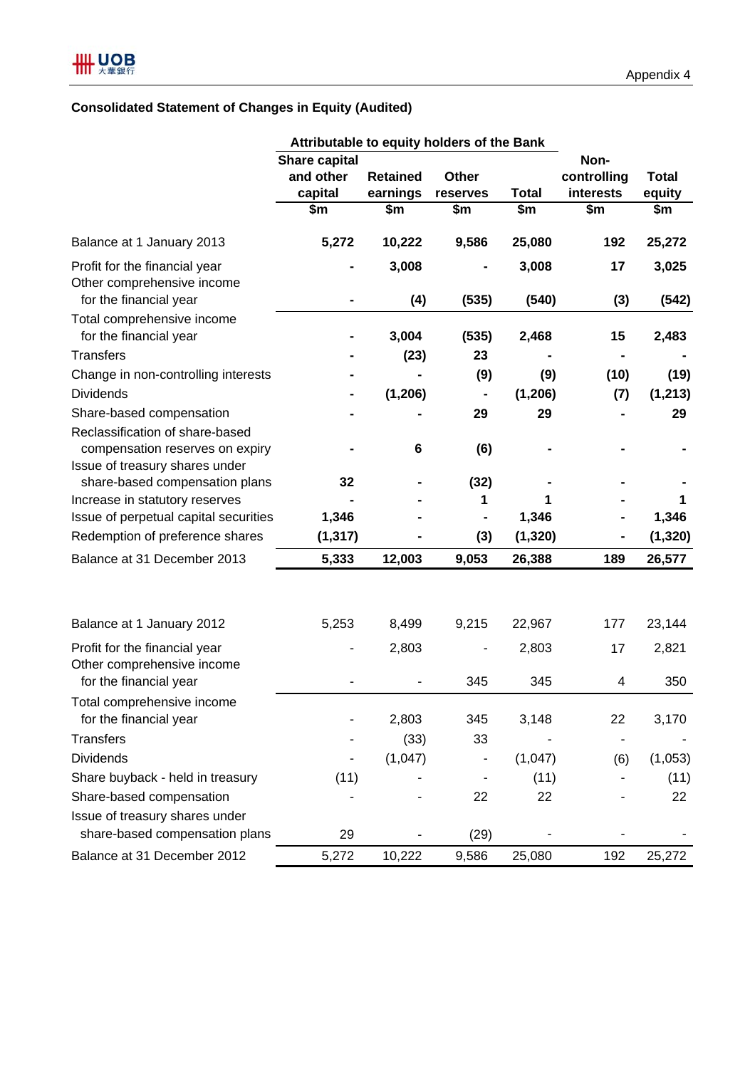Appendix 4

## Consolidated Statement of Changes in Equity (Audited)

| | Attributable to equity holders of the Bank | | | | | |
|---|---|---|---|---|---|---|
| | Share capital and other capital | Retained earnings | Other reserves | Total | Non-controlling interests | Total equity |
| | $m | $m | $m | $m | $m | $m |
| **Balance at 1 January 2013** | **5,272** | **10,222** | **9,586** | **25,080** | **192** | **25,272** |
| Profit for the financial year | **-** | **3,008** | **-** | **3,008** | **17** | **3,025** |
| Other comprehensive income for the financial year | **-** | **(4)** | **(535)** | **(540)** | **(3)** | **(542)** |
| Total comprehensive income for the financial year | **-** | **3,004** | **(535)** | **2,468** | **15** | **2,483** |
| Transfers | **-** | **(23)** | **23** | **-** | **-** | **-** |
| Change in non-controlling interests | **-** | **-** | **(9)** | **(9)** | **(10)** | **(19)** |
| Dividends | **-** | **(1,206)** | **-** | **(1,206)** | **(7)** | **(1,213)** |
| Share-based compensation | **-** | **-** | **29** | **29** | **-** | **29** |
| Reclassification of share-based compensation reserves on expiry | **-** | **6** | **(6)** | **-** | **-** | **-** |
| Issue of treasury shares under share-based compensation plans | **32** | **-** | **(32)** | **-** | **-** | **-** |
| Increase in statutory reserves | **-** | **-** | **1** | **1** | **-** | **1** |
| Issue of perpetual capital securities | **1,346** | **-** | **-** | **1,346** | **-** | **1,346** |
| Redemption of preference shares | **(1,317)** | **-** | **(3)** | **(1,320)** | **-** | **(1,320)** |
| **Balance at 31 December 2013** | **5,333** | **12,003** | **9,053** | **26,388** | **189** | **26,577** |
| | | | | | | |
| Balance at 1 January 2012 | 5,253 | 8,499 | 9,215 | 22,967 | 177 | 23,144 |
| Profit for the financial year | - | 2,803 | - | 2,803 | 17 | 2,821 |
| Other comprehensive income for the financial year | - | - | 345 | 345 | 4 | 350 |
| Total comprehensive income for the financial year | - | 2,803 | 345 | 3,148 | 22 | 3,170 |
| Transfers | - | (33) | 33 | - | - | - |
| Dividends | - | (1,047) | - | (1,047) | (6) | (1,053) |
| Share buyback - held in treasury | (11) | - | - | (11) | - | (11) |
| Share-based compensation | - | - | 22 | 22 | - | 22 |
| Issue of treasury shares under share-based compensation plans | 29 | - | (29) | - | - | - |
| Balance at 31 December 2012 | 5,272 | 10,222 | 9,586 | 25,080 | 192 | 25,272 |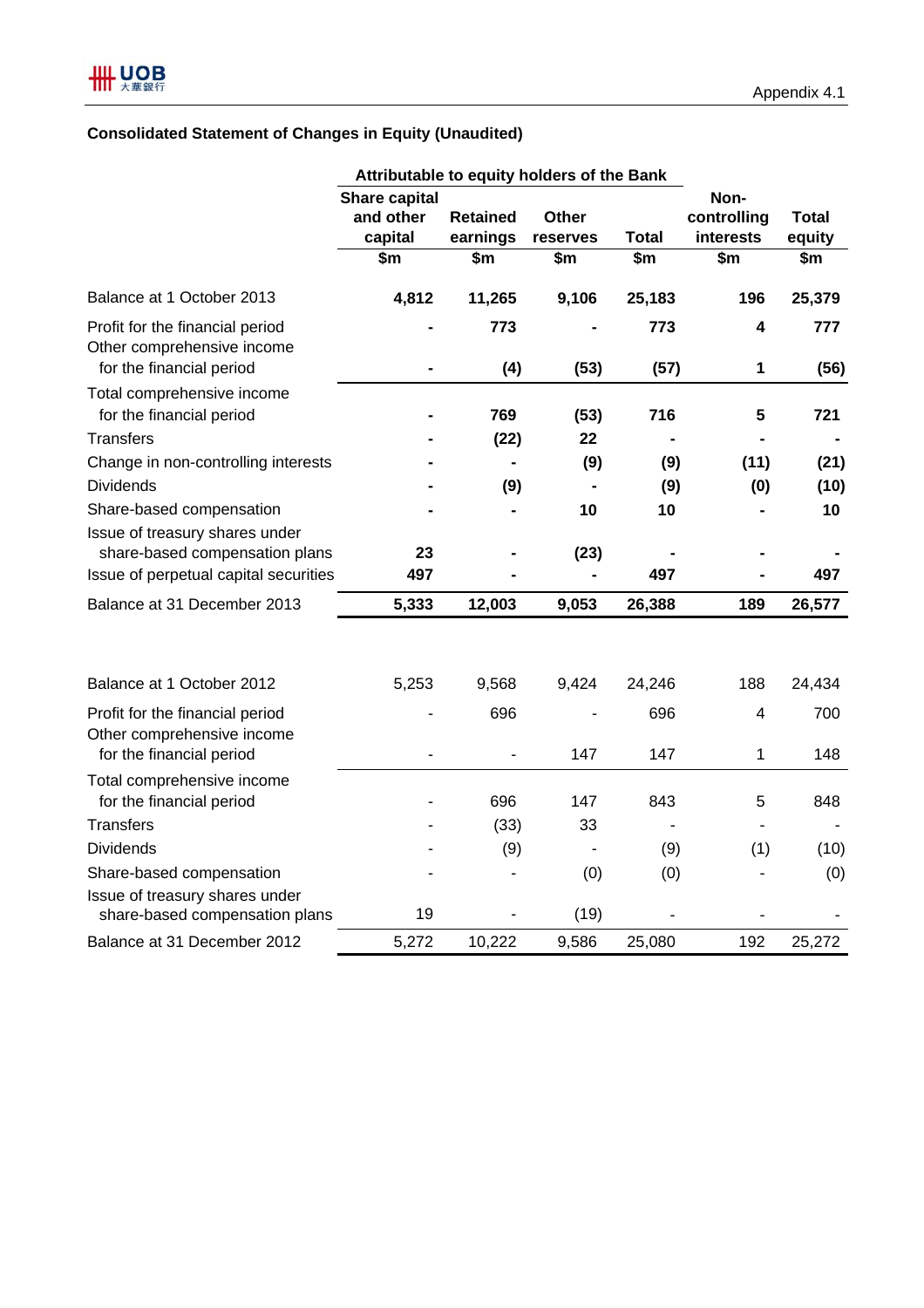Appendix 4.1

## Consolidated Statement of Changes in Equity (Unaudited)

| | Attributable to equity holders of the Bank | | | | | |
|---|---|---|---|---|---|---|
| | Share capital and other capital | Retained earnings | Other reserves | Total | Non-controlling interests | Total equity |
| | $m | $m | $m | $m | $m | $m |
| **Balance at 1 October 2013** | **4,812** | **11,265** | **9,106** | **25,183** | **196** | **25,379** |
| Profit for the financial period | **-** | **773** | **-** | **773** | **4** | **777** |
| Other comprehensive income for the financial period | **-** | **(4)** | **(53)** | **(57)** | **1** | **(56)** |
| Total comprehensive income for the financial period | **-** | **769** | **(53)** | **716** | **5** | **721** |
| Transfers | **-** | **(22)** | **22** | **-** | **-** | **-** |
| Change in non-controlling interests | **-** | **-** | **(9)** | **(9)** | **(11)** | **(21)** |
| Dividends | **-** | **(9)** | **-** | **(9)** | **(0)** | **(10)** |
| Share-based compensation | **-** | **-** | **10** | **10** | **-** | **10** |
| Issue of treasury shares under share-based compensation plans | **23** | **-** | **(23)** | **-** | **-** | **-** |
| Issue of perpetual capital securities | **497** | **-** | **-** | **497** | **-** | **497** |
| **Balance at 31 December 2013** | **5,333** | **12,003** | **9,053** | **26,388** | **189** | **26,577** |
| | | | | | | |
| Balance at 1 October 2012 | 5,253 | 9,568 | 9,424 | 24,246 | 188 | 24,434 |
| Profit for the financial period | - | 696 | - | 696 | 4 | 700 |
| Other comprehensive income for the financial period | - | - | 147 | 147 | 1 | 148 |
| Total comprehensive income for the financial period | - | 696 | 147 | 843 | 5 | 848 |
| Transfers | - | (33) | 33 | - | - | - |
| Dividends | - | (9) | - | (9) | (1) | (10) |
| Share-based compensation | - | - | (0) | (0) | - | (0) |
| Issue of treasury shares under share-based compensation plans | 19 | - | (19) | - | - | - |
| Balance at 31 December 2012 | 5,272 | 10,222 | 9,586 | 25,080 | 192 | 25,272 |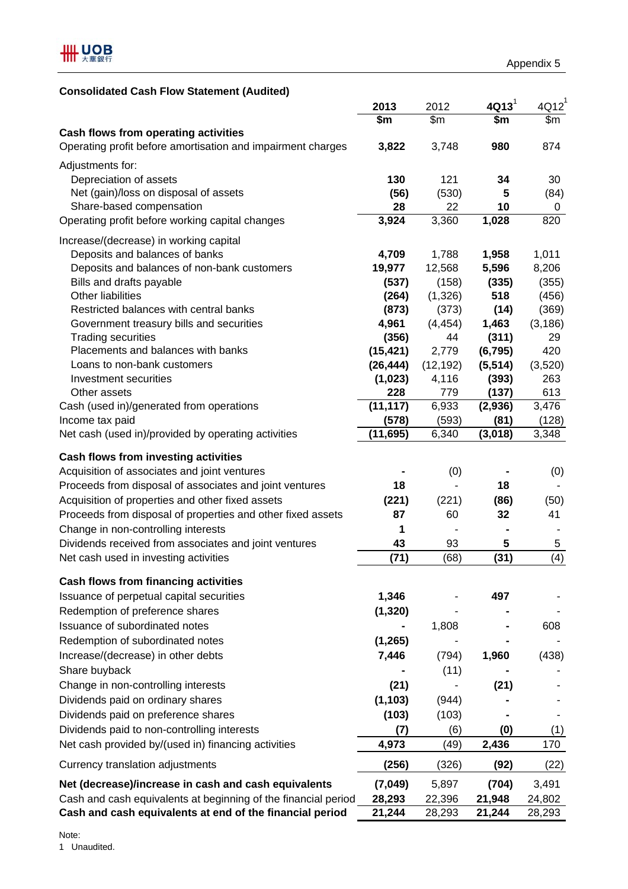Appendix 5

## Consolidated Cash Flow Statement (Audited)

| | 2013 | 2012 | 4Q13[1] | 4Q12[1] |
|---|---|---|---|---|
| | **$m** | $m | **$m** | $m |
| **Cash flows from operating activities** | | | | |
| Operating profit before amortisation and impairment charges | **3,822** | 3,748 | **980** | 874 |
| Adjustments for: | | | | |
| Depreciation of assets | **130** | 121 | **34** | 30 |
| Net (gain)/loss on disposal of assets | **(56)** | (530) | **5** | (84) |
| Share-based compensation | **28** | 22 | **10** | 0 |
| Operating profit before working capital changes | **3,924** | 3,360 | **1,028** | 820 |
| Increase/(decrease) in working capital | | | | |
| Deposits and balances of banks | **4,709** | 1,788 | **1,958** | 1,011 |
| Deposits and balances of non-bank customers | **19,977** | 12,568 | **5,596** | 8,206 |
| Bills and drafts payable | **(537)** | (158) | **(335)** | (355) |
| Other liabilities | **(264)** | (1,326) | **518** | (456) |
| Restricted balances with central banks | **(873)** | (373) | **(14)** | (369) |
| Government treasury bills and securities | **4,961** | (4,454) | **1,463** | (3,186) |
| Trading securities | **(356)** | 44 | **(311)** | 29 |
| Placements and balances with banks | **(15,421)** | 2,779 | **(6,795)** | 420 |
| Loans to non-bank customers | **(26,444)** | (12,192) | **(5,514)** | (3,520) |
| Investment securities | **(1,023)** | 4,116 | **(393)** | 263 |
| Other assets | **228** | 779 | **(137)** | 613 |
| Cash (used in)/generated from operations | **(11,117)** | 6,933 | **(2,936)** | 3,476 |
| Income tax paid | **(578)** | (593) | **(81)** | (128) |
| Net cash (used in)/provided by operating activities | **(11,695)** | 6,340 | **(3,018)** | 3,348 |
| **Cash flows from investing activities** | | | | |
| Acquisition of associates and joint ventures | **-** | (0) | **-** | (0) |
| Proceeds from disposal of associates and joint ventures | **18** | - | **18** | - |
| Acquisition of properties and other fixed assets | **(221)** | (221) | **(86)** | (50) |
| Proceeds from disposal of properties and other fixed assets | **87** | 60 | **32** | 41 |
| Change in non-controlling interests | **1** | - | **-** | - |
| Dividends received from associates and joint ventures | **43** | 93 | **5** | 5 |
| Net cash used in investing activities | **(71)** | (68) | **(31)** | (4) |
| **Cash flows from financing activities** | | | | |
| Issuance of perpetual capital securities | **1,346** | - | **497** | - |
| Redemption of preference shares | **(1,320)** | - | **-** | - |
| Issuance of subordinated notes | **-** | 1,808 | **-** | 608 |
| Redemption of subordinated notes | **(1,265)** | - | **-** | - |
| Increase/(decrease) in other debts | **7,446** | (794) | **1,960** | (438) |
| Share buyback | **-** | (11) | **-** | - |
| Change in non-controlling interests | **(21)** | - | **(21)** | - |
| Dividends paid on ordinary shares | **(1,103)** | (944) | **-** | - |
| Dividends paid on preference shares | **(103)** | (103) | **-** | - |
| Dividends paid to non-controlling interests | **(7)** | (6) | **(0)** | (1) |
| Net cash provided by/(used in) financing activities | **4,973** | (49) | **2,436** | 170 |
| Currency translation adjustments | **(256)** | (326) | **(92)** | (22) |
| **Net (decrease)/increase in cash and cash equivalents** | **(7,049)** | 5,897 | **(704)** | 3,491 |
| Cash and cash equivalents at beginning of the financial period | **28,293** | 22,396 | **21,948** | 24,802 |
| **Cash and cash equivalents at end of the financial period** | **21,244** | 28,293 | **21,244** | 28,293 |

Note:
1 Unaudited.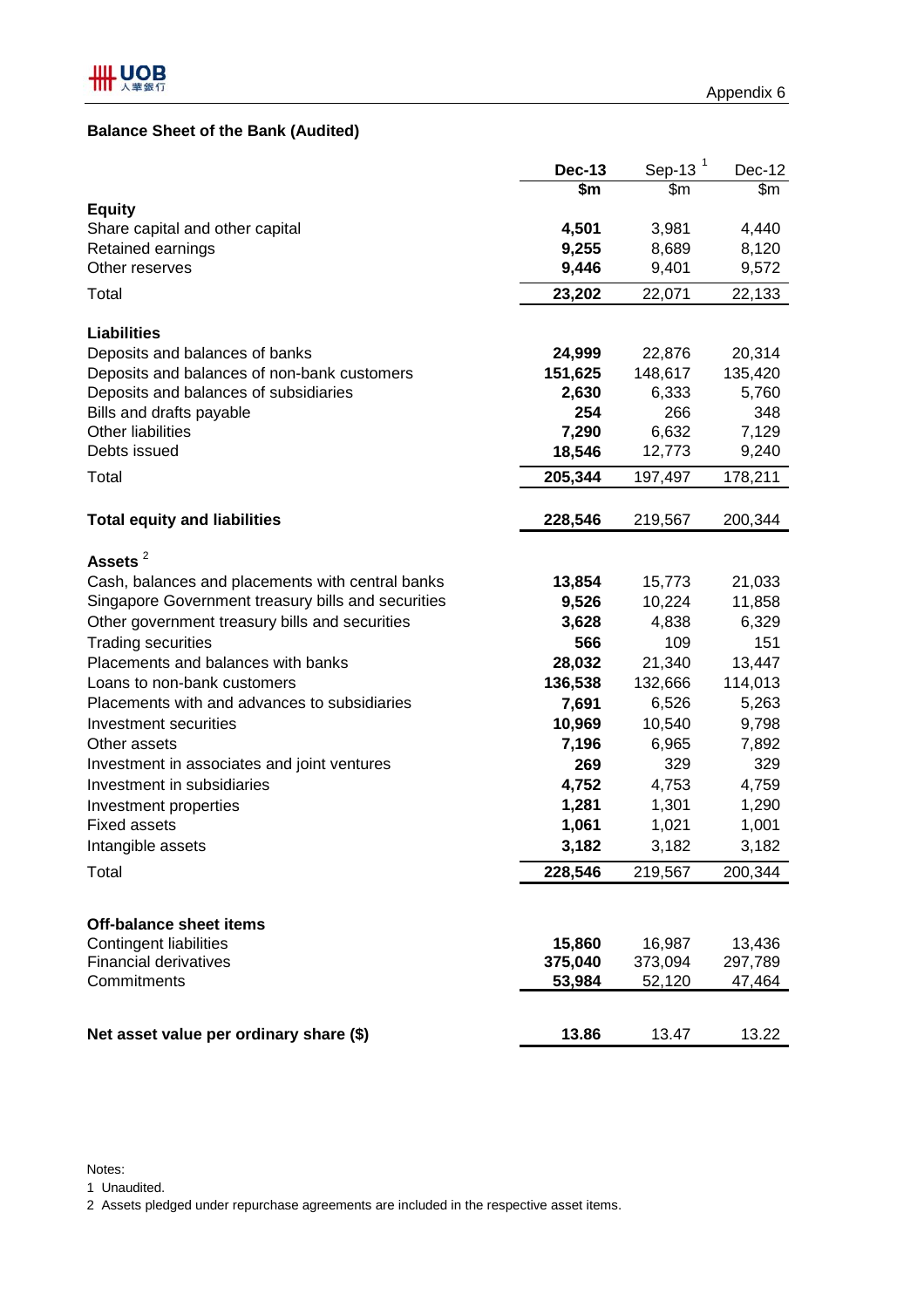Appendix 6

## Balance Sheet of the Bank (Audited)

| | Dec-13 | Sep-13 [1] | Dec-12 |
|---|---|---|---|
| | $m | $m | $m |
| **Equity** | | | |
| Share capital and other capital | **4,501** | 3,981 | 4,440 |
| Retained earnings | **9,255** | 8,689 | 8,120 |
| Other reserves | **9,446** | 9,401 | 9,572 |
| Total | **23,202** | 22,071 | 22,133 |
| | | | |
| **Liabilities** | | | |
| Deposits and balances of banks | **24,999** | 22,876 | 20,314 |
| Deposits and balances of non-bank customers | **151,625** | 148,617 | 135,420 |
| Deposits and balances of subsidiaries | **2,630** | 6,333 | 5,760 |
| Bills and drafts payable | **254** | 266 | 348 |
| Other liabilities | **7,290** | 6,632 | 7,129 |
| Debts issued | **18,546** | 12,773 | 9,240 |
| Total | **205,344** | 197,497 | 178,211 |
| | | | |
| **Total equity and liabilities** | **228,546** | 219,567 | 200,344 |
| | | | |
| **Assets** [2] | | | |
| Cash, balances and placements with central banks | **13,854** | 15,773 | 21,033 |
| Singapore Government treasury bills and securities | **9,526** | 10,224 | 11,858 |
| Other government treasury bills and securities | **3,628** | 4,838 | 6,329 |
| Trading securities | **566** | 109 | 151 |
| Placements and balances with banks | **28,032** | 21,340 | 13,447 |
| Loans to non-bank customers | **136,538** | 132,666 | 114,013 |
| Placements with and advances to subsidiaries | **7,691** | 6,526 | 5,263 |
| Investment securities | **10,969** | 10,540 | 9,798 |
| Other assets | **7,196** | 6,965 | 7,892 |
| Investment in associates and joint ventures | **269** | 329 | 329 |
| Investment in subsidiaries | **4,752** | 4,753 | 4,759 |
| Investment properties | **1,281** | 1,301 | 1,290 |
| Fixed assets | **1,061** | 1,021 | 1,001 |
| Intangible assets | **3,182** | 3,182 | 3,182 |
| Total | **228,546** | 219,567 | 200,344 |
| | | | |
| **Off-balance sheet items** | | | |
| Contingent liabilities | **15,860** | 16,987 | 13,436 |
| Financial derivatives | **375,040** | 373,094 | 297,789 |
| Commitments | **53,984** | 52,120 | 47,464 |
| | | | |
| **Net asset value per ordinary share ($)** | **13.86** | 13.47 | 13.22 |

Notes:

1 Unaudited.

2 Assets pledged under repurchase agreements are included in the respective asset items.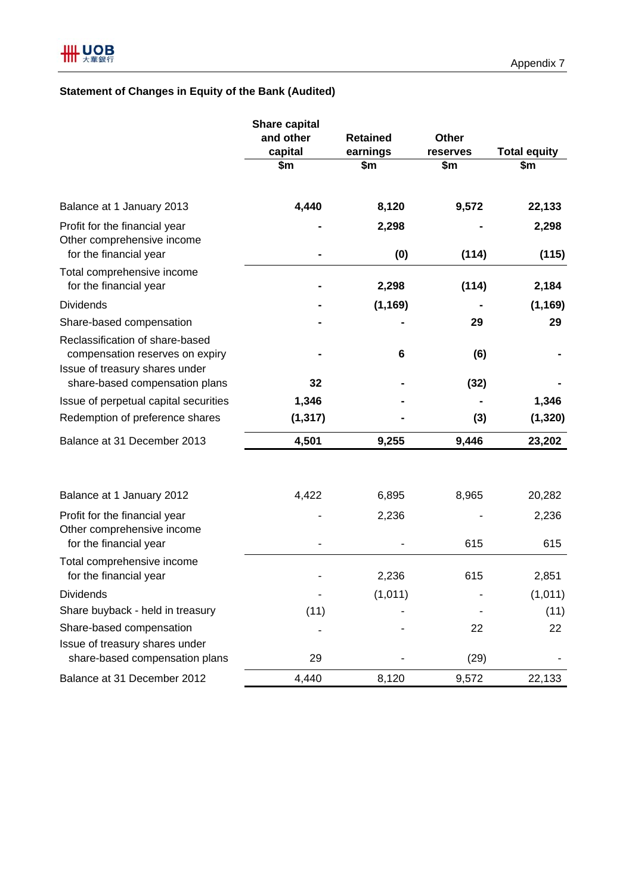Appendix 7

## Statement of Changes in Equity of the Bank (Audited)

| | Share capital and other capital $m | Retained earnings $m | Other reserves $m | Total equity $m |
|---|---|---|---|---|
| **Balance at 1 January 2013** | **4,440** | **8,120** | **9,572** | **22,133** |
| Profit for the financial year | **-** | **2,298** | **-** | **2,298** |
| Other comprehensive income for the financial year | **-** | **(0)** | **(114)** | **(115)** |
| Total comprehensive income for the financial year | **-** | **2,298** | **(114)** | **2,184** |
| Dividends | **-** | **(1,169)** | **-** | **(1,169)** |
| Share-based compensation | **-** | **-** | **29** | **29** |
| Reclassification of share-based compensation reserves on expiry | **-** | **6** | **(6)** | **-** |
| Issue of treasury shares under share-based compensation plans | **32** | **-** | **(32)** | **-** |
| Issue of perpetual capital securities | **1,346** | **-** | **-** | **1,346** |
| Redemption of preference shares | **(1,317)** | **-** | **(3)** | **(1,320)** |
| Balance at 31 December 2013 | **4,501** | **9,255** | **9,446** | **23,202** |
| | | | | |
| Balance at 1 January 2012 | 4,422 | 6,895 | 8,965 | 20,282 |
| Profit for the financial year | - | 2,236 | - | 2,236 |
| Other comprehensive income for the financial year | - | - | 615 | 615 |
| Total comprehensive income for the financial year | - | 2,236 | 615 | 2,851 |
| Dividends | - | (1,011) | - | (1,011) |
| Share buyback - held in treasury | (11) | - | - | (11) |
| Share-based compensation | - | - | 22 | 22 |
| Issue of treasury shares under share-based compensation plans | 29 | - | (29) | - |
| Balance at 31 December 2012 | 4,440 | 8,120 | 9,572 | 22,133 |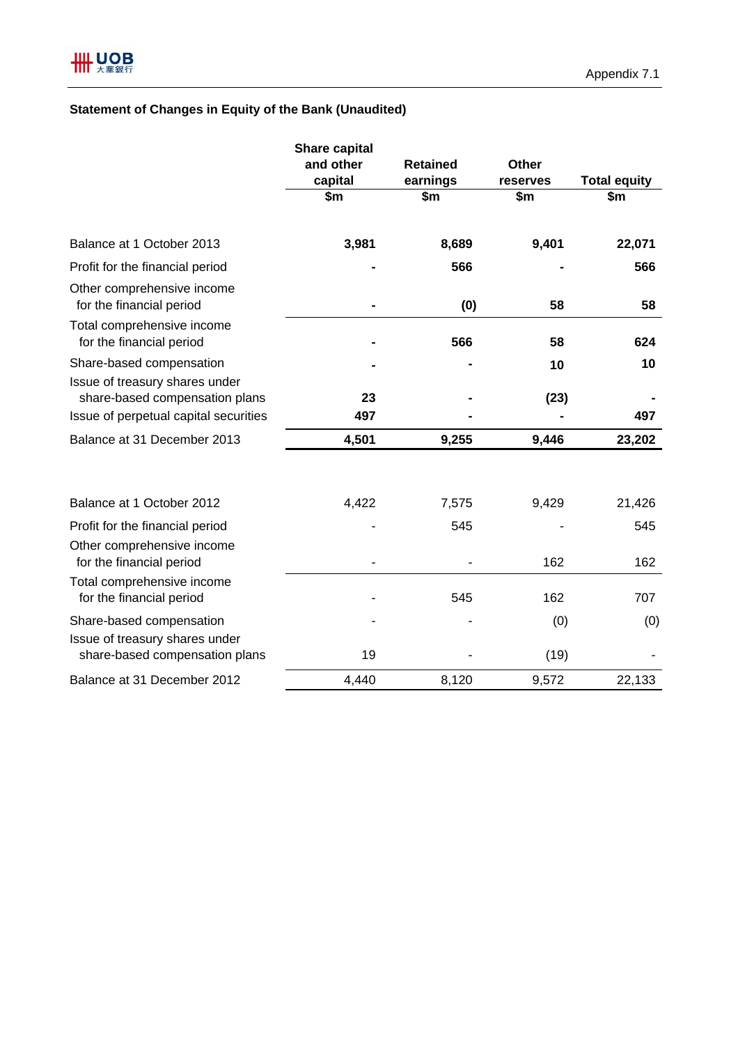Appendix 7.1

## Statement of Changes in Equity of the Bank (Unaudited)

| | Share capital and other capital | Retained earnings | Other reserves | Total equity |
|---|---|---|---|---|
| | $m | $m | $m | $m |
| **Balance at 1 October 2013** | **3,981** | **8,689** | **9,401** | **22,071** |
| Profit for the financial period | **-** | **566** | **-** | **566** |
| Other comprehensive income for the financial period | **-** | **(0)** | **58** | **58** |
| Total comprehensive income for the financial period | **-** | **566** | **58** | **624** |
| Share-based compensation | **-** | **-** | **10** | **10** |
| Issue of treasury shares under share-based compensation plans | **23** | **-** | **(23)** | **-** |
| Issue of perpetual capital securities | **497** | **-** | **-** | **497** |
| Balance at 31 December 2013 | **4,501** | **9,255** | **9,446** | **23,202** |
| | | | | |
| Balance at 1 October 2012 | 4,422 | 7,575 | 9,429 | 21,426 |
| Profit for the financial period | - | 545 | - | 545 |
| Other comprehensive income for the financial period | - | - | 162 | 162 |
| Total comprehensive income for the financial period | - | 545 | 162 | 707 |
| Share-based compensation | - | - | (0) | (0) |
| Issue of treasury shares under share-based compensation plans | 19 | - | (19) | - |
| Balance at 31 December 2012 | 4,440 | 8,120 | 9,572 | 22,133 |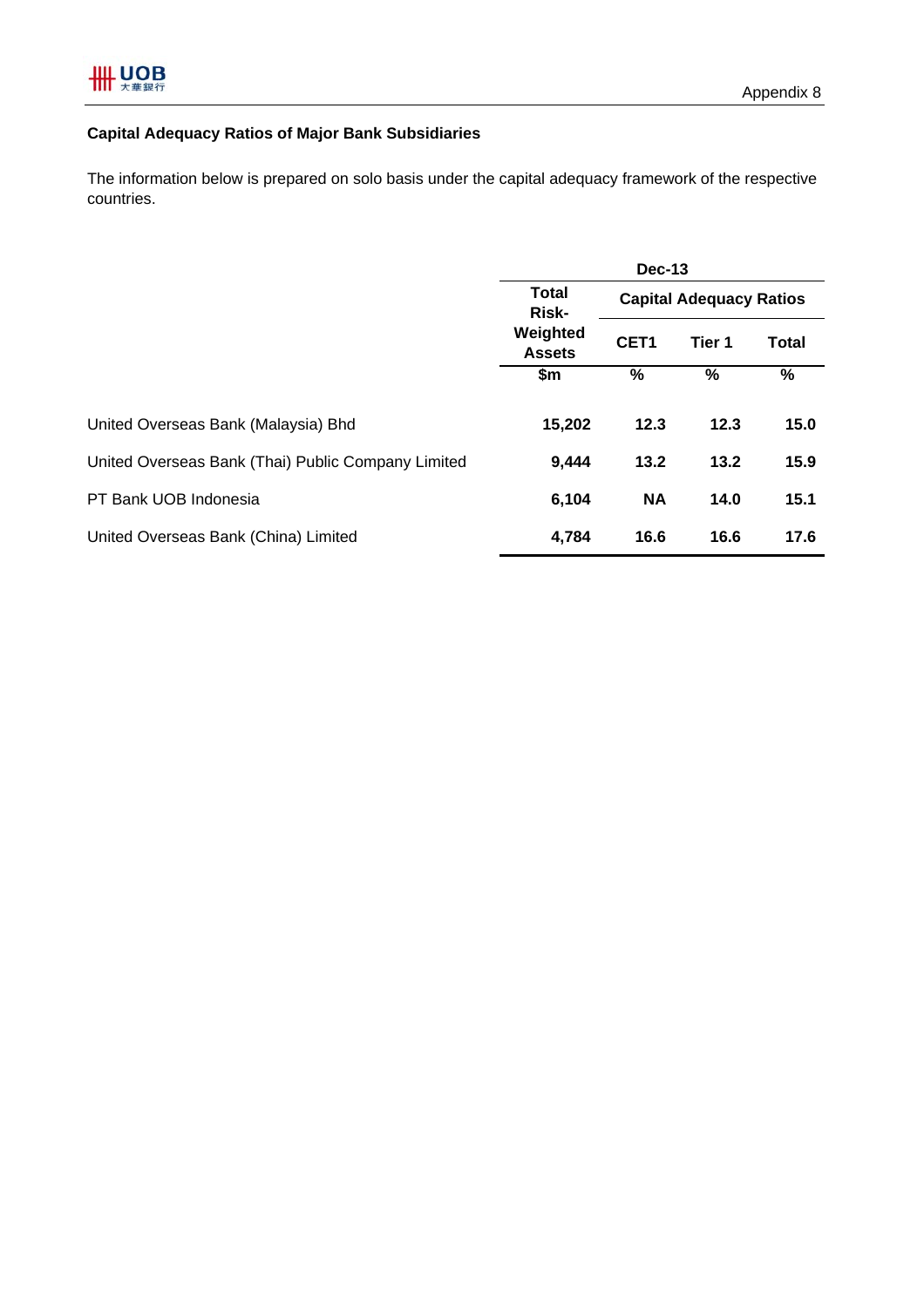## Capital Adequacy Ratios of Major Bank Subsidiaries

The information below is prepared on solo basis under the capital adequacy framework of the respective countries.

| | Dec-13 | | | |
|---|---|---|---|---|
| | Total Risk-Weighted Assets | Capital Adequacy Ratios | | |
| | | CET1 | Tier 1 | Total |
| | $m | % | % | % |
| United Overseas Bank (Malaysia) Bhd | **15,202** | **12.3** | **12.3** | **15.0** |
| United Overseas Bank (Thai) Public Company Limited | **9,444** | **13.2** | **13.2** | **15.9** |
| PT Bank UOB Indonesia | **6,104** | **NA** | **14.0** | **15.1** |
| United Overseas Bank (China) Limited | **4,784** | **16.6** | **16.6** | **17.6** |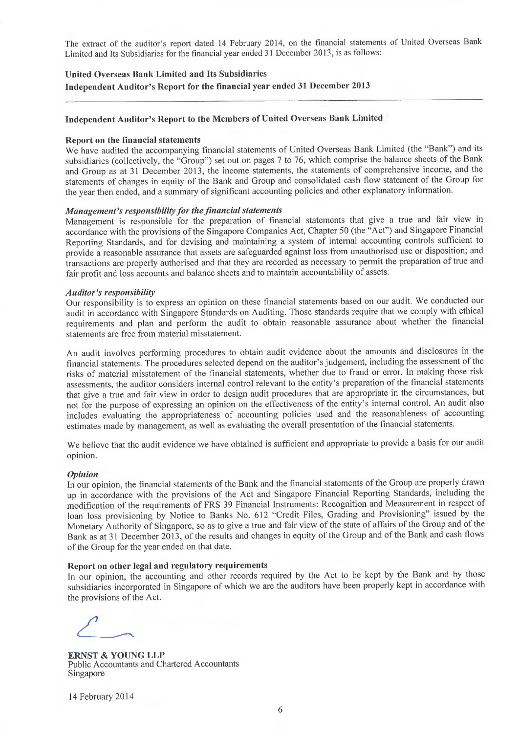The extract of the auditor's report dated 14 February 2014, on the financial statements of United Overseas Bank Limited and Its Subsidiaries for the financial year ended 31 December 2013, is as follows:

**United Overseas Bank Limited and Its Subsidiaries**
**Independent Auditor's Report for the financial year ended 31 December 2013**

---

## Independent Auditor's Report to the Members of United Overseas Bank Limited

### Report on the financial statements

We have audited the accompanying financial statements of United Overseas Bank Limited (the "Bank") and its subsidiaries (collectively, the "Group") set out on pages 7 to 76, which comprise the balance sheets of the Bank and Group as at 31 December 2013, the income statements, the statements of comprehensive income, and the statements of changes in equity of the Bank and Group and consolidated cash flow statement of the Group for the year then ended, and a summary of significant accounting policies and other explanatory information.

***Management's responsibility for the financial statements***

Management is responsible for the preparation of financial statements that give a true and fair view in accordance with the provisions of the Singapore Companies Act, Chapter 50 (the "Act") and Singapore Financial Reporting Standards, and for devising and maintaining a system of internal accounting controls sufficient to provide a reasonable assurance that assets are safeguarded against loss from unauthorised use or disposition; and transactions are properly authorised and that they are recorded as necessary to permit the preparation of true and fair profit and loss accounts and balance sheets and to maintain accountability of assets.

***Auditor's responsibility***

Our responsibility is to express an opinion on these financial statements based on our audit. We conducted our audit in accordance with Singapore Standards on Auditing. Those standards require that we comply with ethical requirements and plan and perform the audit to obtain reasonable assurance about whether the financial statements are free from material misstatement.

An audit involves performing procedures to obtain audit evidence about the amounts and disclosures in the financial statements. The procedures selected depend on the auditor's judgement, including the assessment of the risks of material misstatement of the financial statements, whether due to fraud or error. In making those risk assessments, the auditor considers internal control relevant to the entity's preparation of the financial statements that give a true and fair view in order to design audit procedures that are appropriate in the circumstances, but not for the purpose of expressing an opinion on the effectiveness of the entity's internal control. An audit also includes evaluating the appropriateness of accounting policies used and the reasonableness of accounting estimates made by management, as well as evaluating the overall presentation of the financial statements.

We believe that the audit evidence we have obtained is sufficient and appropriate to provide a basis for our audit opinion.

***Opinion***

In our opinion, the financial statements of the Bank and the financial statements of the Group are properly drawn up in accordance with the provisions of the Act and Singapore Financial Reporting Standards, including the modification of the requirements of FRS 39 Financial Instruments: Recognition and Measurement in respect of loan loss provisioning by Notice to Banks No. 612 "Credit Files, Grading and Provisioning" issued by the Monetary Authority of Singapore, so as to give a true and fair view of the state of affairs of the Group and of the Bank as at 31 December 2013, of the results and changes in equity of the Group and of the Bank and cash flows of the Group for the year ended on that date.

### Report on other legal and regulatory requirements

In our opinion, the accounting and other records required by the Act to be kept by the Bank and by those subsidiaries incorporated in Singapore of which we are the auditors have been properly kept in accordance with the provisions of the Act.

**ERNST & YOUNG LLP**
Public Accountants and Chartered Accountants
Singapore

14 February 2014